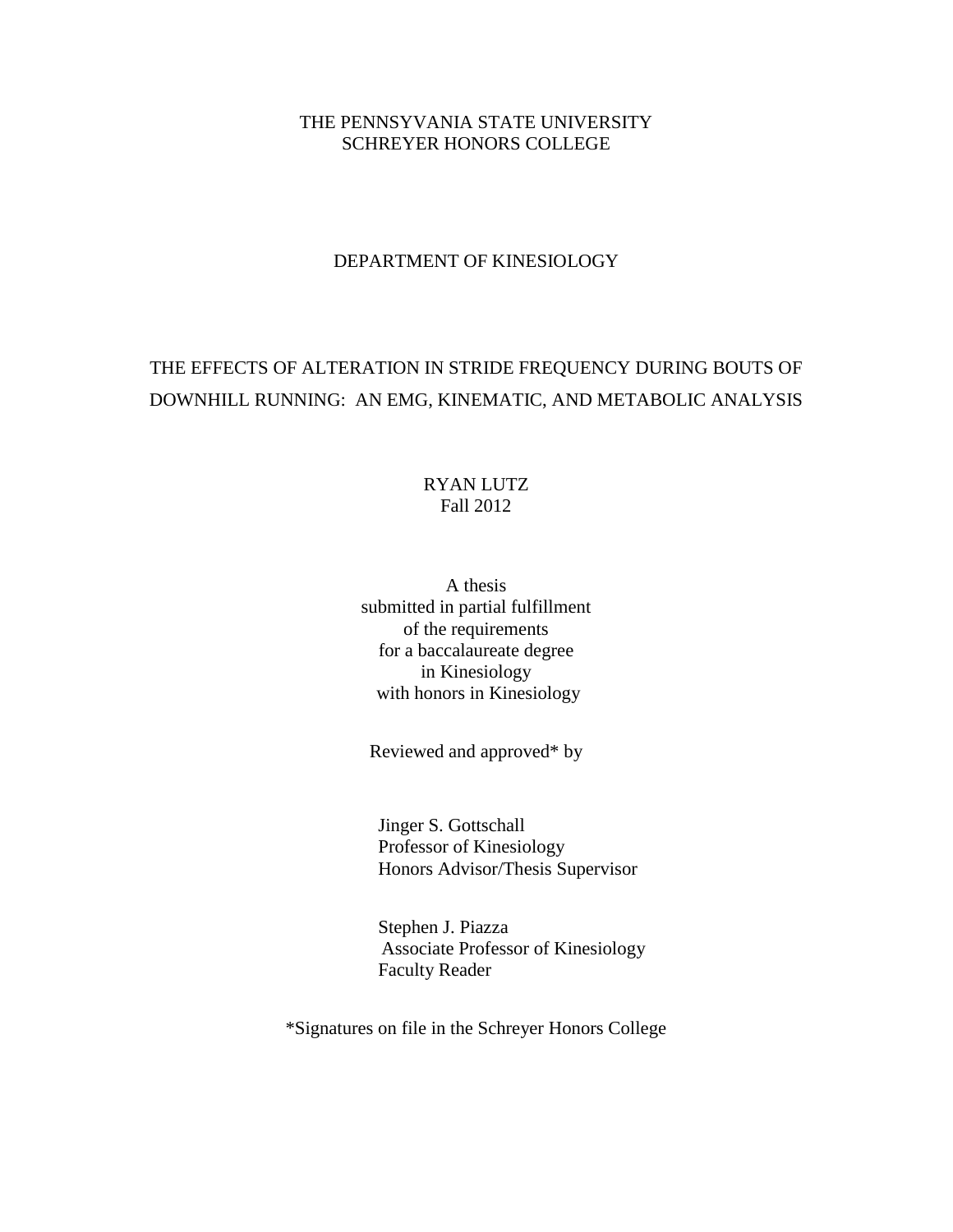THE PENNSYVANIA STATE UNIVERSITY
SCHREYER HONORS COLLEGE

DEPARTMENT OF KINESIOLOGY

# THE EFFECTS OF ALTERATION IN STRIDE FREQUENCY DURING BOUTS OF DOWNHILL RUNNING: AN EMG, KINEMATIC, AND METABOLIC ANALYSIS

RYAN LUTZ
Fall 2012

A thesis
submitted in partial fulfillment
of the requirements
for a baccalaureate degree
in Kinesiology
with honors in Kinesiology

Reviewed and approved* by

Jinger S. Gottschall
Professor of Kinesiology
Honors Advisor/Thesis Supervisor

Stephen J. Piazza
Associate Professor of Kinesiology
Faculty Reader

*Signatures on file in the Schreyer Honors College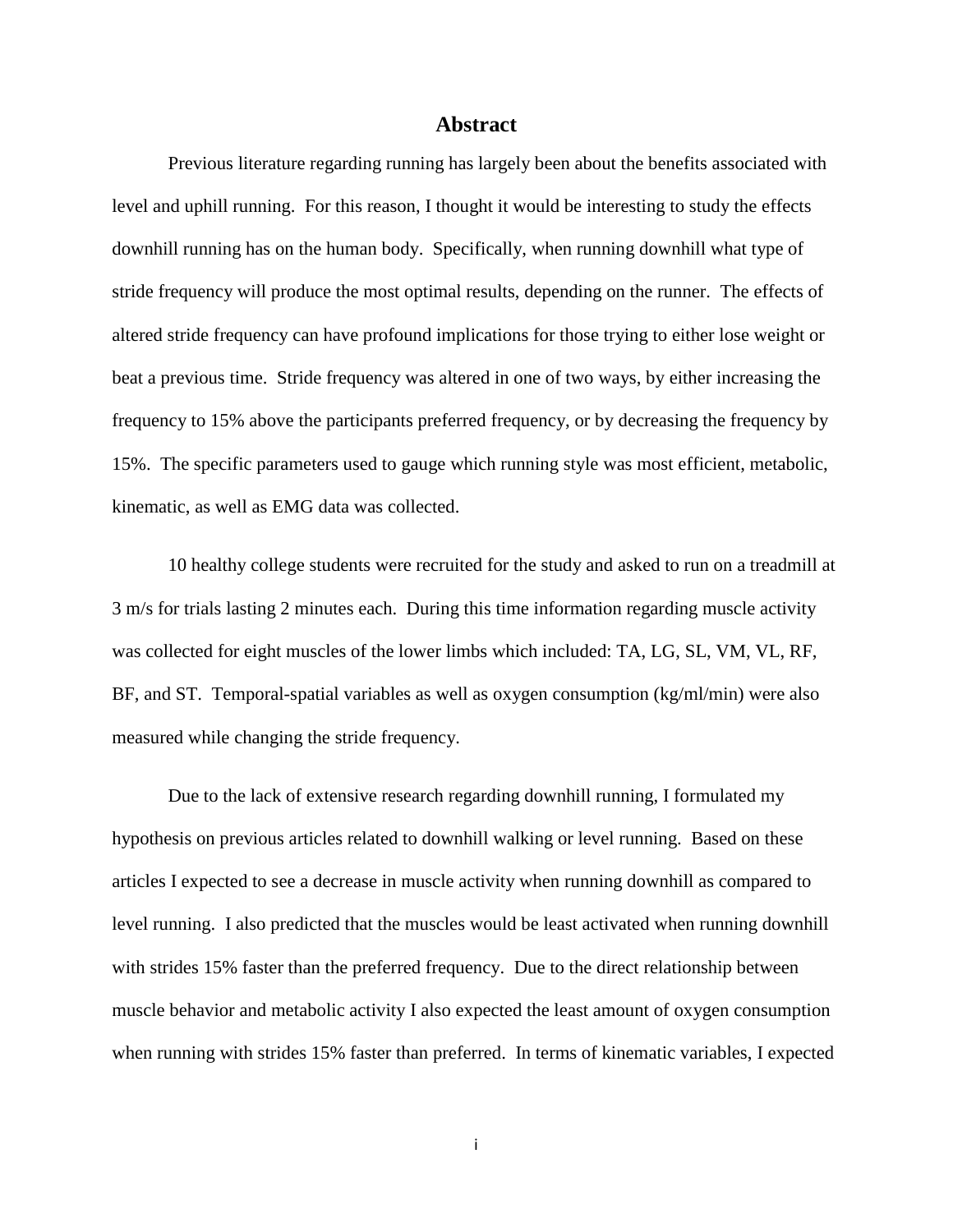# Abstract

Previous literature regarding running has largely been about the benefits associated with level and uphill running. For this reason, I thought it would be interesting to study the effects downhill running has on the human body. Specifically, when running downhill what type of stride frequency will produce the most optimal results, depending on the runner. The effects of altered stride frequency can have profound implications for those trying to either lose weight or beat a previous time. Stride frequency was altered in one of two ways, by either increasing the frequency to 15% above the participants preferred frequency, or by decreasing the frequency by 15%. The specific parameters used to gauge which running style was most efficient, metabolic, kinematic, as well as EMG data was collected.

10 healthy college students were recruited for the study and asked to run on a treadmill at 3 m/s for trials lasting 2 minutes each. During this time information regarding muscle activity was collected for eight muscles of the lower limbs which included: TA, LG, SL, VM, VL, RF, BF, and ST. Temporal-spatial variables as well as oxygen consumption (kg/ml/min) were also measured while changing the stride frequency.

Due to the lack of extensive research regarding downhill running, I formulated my hypothesis on previous articles related to downhill walking or level running. Based on these articles I expected to see a decrease in muscle activity when running downhill as compared to level running. I also predicted that the muscles would be least activated when running downhill with strides 15% faster than the preferred frequency. Due to the direct relationship between muscle behavior and metabolic activity I also expected the least amount of oxygen consumption when running with strides 15% faster than preferred. In terms of kinematic variables, I expected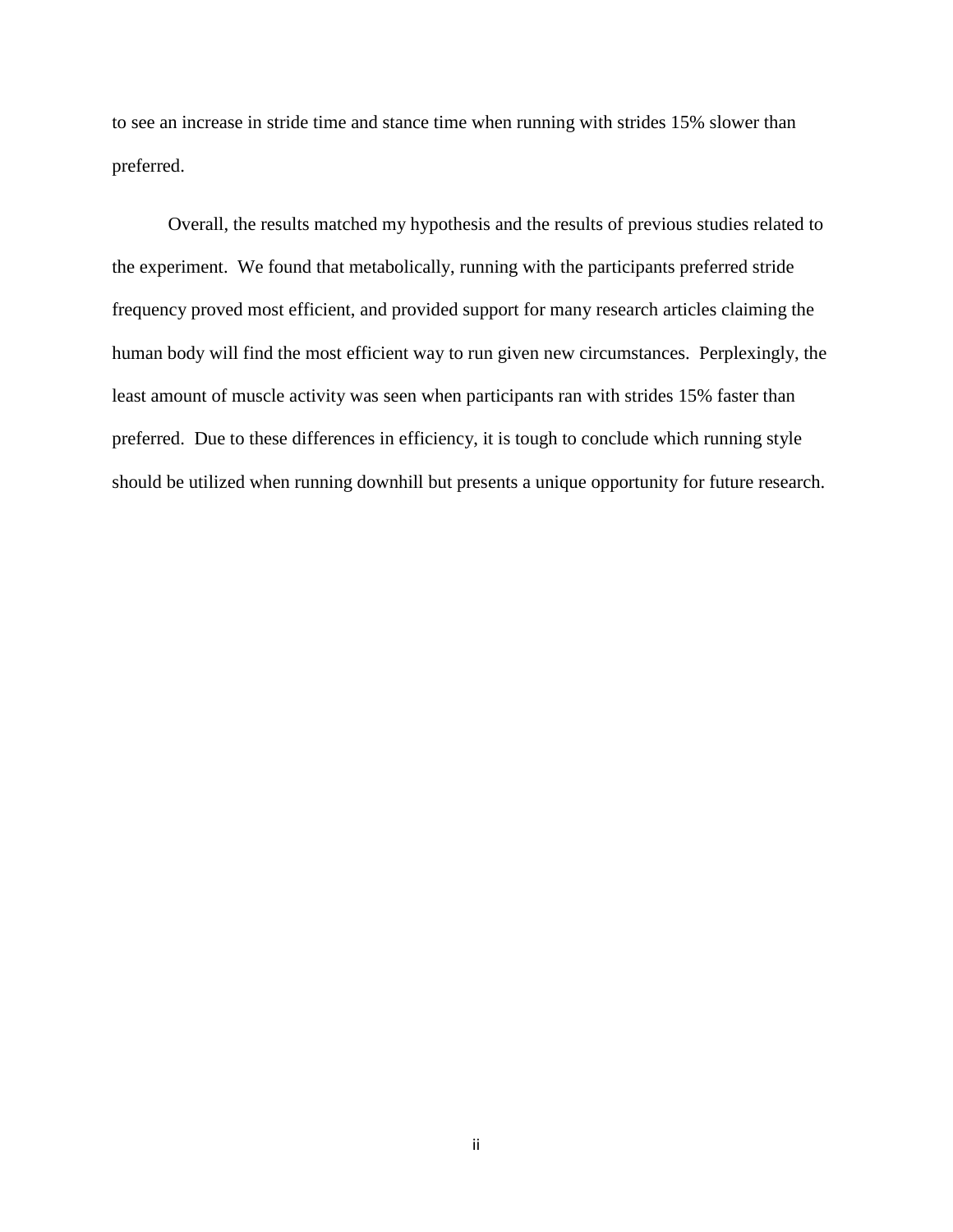to see an increase in stride time and stance time when running with strides 15% slower than preferred.

Overall, the results matched my hypothesis and the results of previous studies related to the experiment. We found that metabolically, running with the participants preferred stride frequency proved most efficient, and provided support for many research articles claiming the human body will find the most efficient way to run given new circumstances. Perplexingly, the least amount of muscle activity was seen when participants ran with strides 15% faster than preferred. Due to these differences in efficiency, it is tough to conclude which running style should be utilized when running downhill but presents a unique opportunity for future research.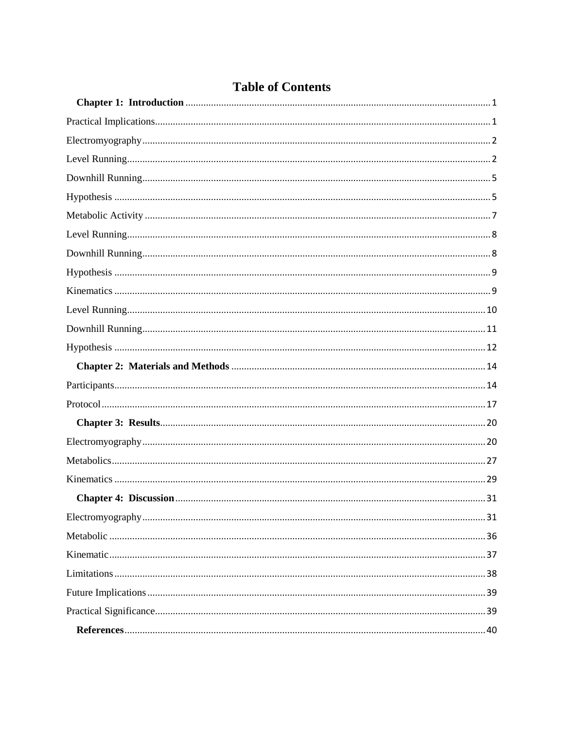# Table of Contents

**Chapter 1: Introduction** ........ 1

Practical Implications ........ 1

Electromyography ........ 2

Level Running ........ 2

Downhill Running ........ 5

Hypothesis ........ 5

Metabolic Activity ........ 7

Level Running ........ 8

Downhill Running ........ 8

Hypothesis ........ 9

Kinematics ........ 9

Level Running ........ 10

Downhill Running ........ 11

Hypothesis ........ 12

**Chapter 2: Materials and Methods** ........ 14

Participants ........ 14

Protocol ........ 17

**Chapter 3: Results** ........ 20

Electromyography ........ 20

Metabolics ........ 27

Kinematics ........ 29

**Chapter 4: Discussion** ........ 31

Electromyography ........ 31

Metabolic ........ 36

Kinematic ........ 37

Limitations ........ 38

Future Implications ........ 39

Practical Significance ........ 39

**References** ........ 40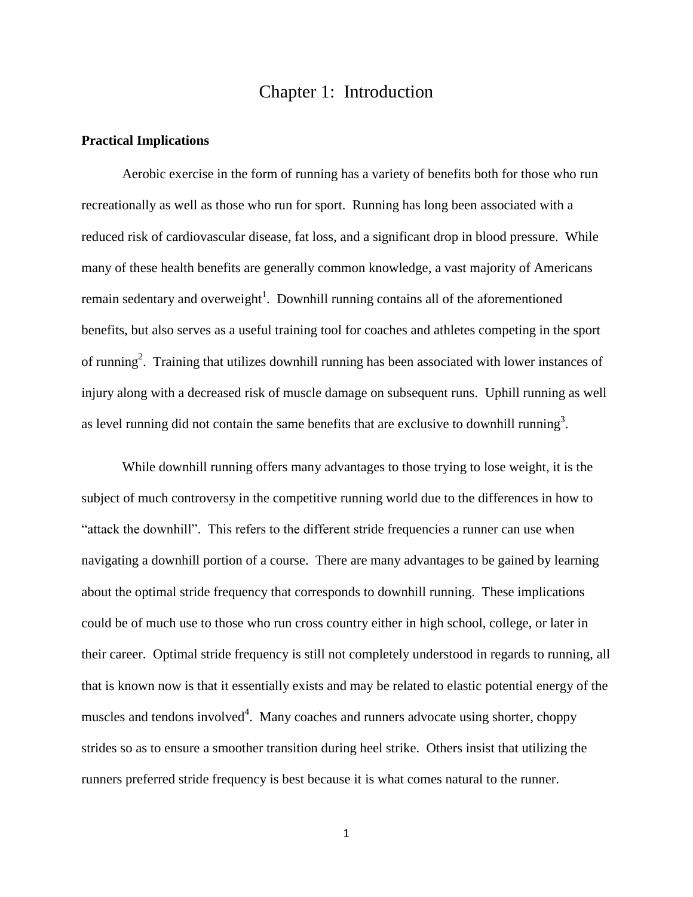# Chapter 1: Introduction

**Practical Implications**

Aerobic exercise in the form of running has a variety of benefits both for those who run recreationally as well as those who run for sport. Running has long been associated with a reduced risk of cardiovascular disease, fat loss, and a significant drop in blood pressure. While many of these health benefits are generally common knowledge, a vast majority of Americans remain sedentary and overweight[1]. Downhill running contains all of the aforementioned benefits, but also serves as a useful training tool for coaches and athletes competing in the sport of running[2]. Training that utilizes downhill running has been associated with lower instances of injury along with a decreased risk of muscle damage on subsequent runs. Uphill running as well as level running did not contain the same benefits that are exclusive to downhill running[3].

While downhill running offers many advantages to those trying to lose weight, it is the subject of much controversy in the competitive running world due to the differences in how to "attack the downhill". This refers to the different stride frequencies a runner can use when navigating a downhill portion of a course. There are many advantages to be gained by learning about the optimal stride frequency that corresponds to downhill running. These implications could be of much use to those who run cross country either in high school, college, or later in their career. Optimal stride frequency is still not completely understood in regards to running, all that is known now is that it essentially exists and may be related to elastic potential energy of the muscles and tendons involved[4]. Many coaches and runners advocate using shorter, choppy strides so as to ensure a smoother transition during heel strike. Others insist that utilizing the runners preferred stride frequency is best because it is what comes natural to the runner.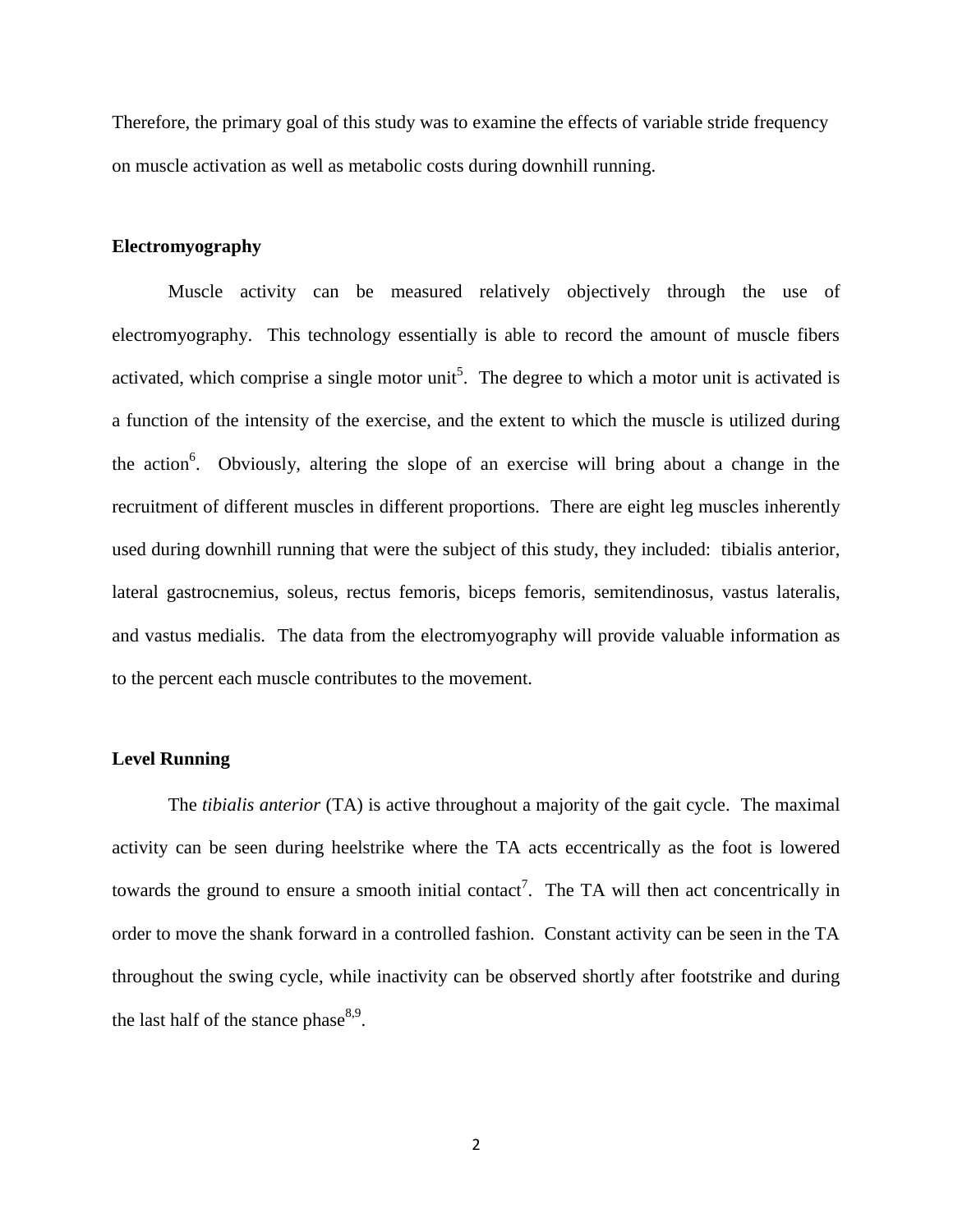Therefore, the primary goal of this study was to examine the effects of variable stride frequency on muscle activation as well as metabolic costs during downhill running.

## Electromyography

Muscle activity can be measured relatively objectively through the use of electromyography. This technology essentially is able to record the amount of muscle fibers activated, which comprise a single motor unit[5]. The degree to which a motor unit is activated is a function of the intensity of the exercise, and the extent to which the muscle is utilized during the action[6]. Obviously, altering the slope of an exercise will bring about a change in the recruitment of different muscles in different proportions. There are eight leg muscles inherently used during downhill running that were the subject of this study, they included: tibialis anterior, lateral gastrocnemius, soleus, rectus femoris, biceps femoris, semitendinosus, vastus lateralis, and vastus medialis. The data from the electromyography will provide valuable information as to the percent each muscle contributes to the movement.

## Level Running

The *tibialis anterior* (TA) is active throughout a majority of the gait cycle. The maximal activity can be seen during heelstrike where the TA acts eccentrically as the foot is lowered towards the ground to ensure a smooth initial contact[7]. The TA will then act concentrically in order to move the shank forward in a controlled fashion. Constant activity can be seen in the TA throughout the swing cycle, while inactivity can be observed shortly after footstrike and during the last half of the stance phase[8,9].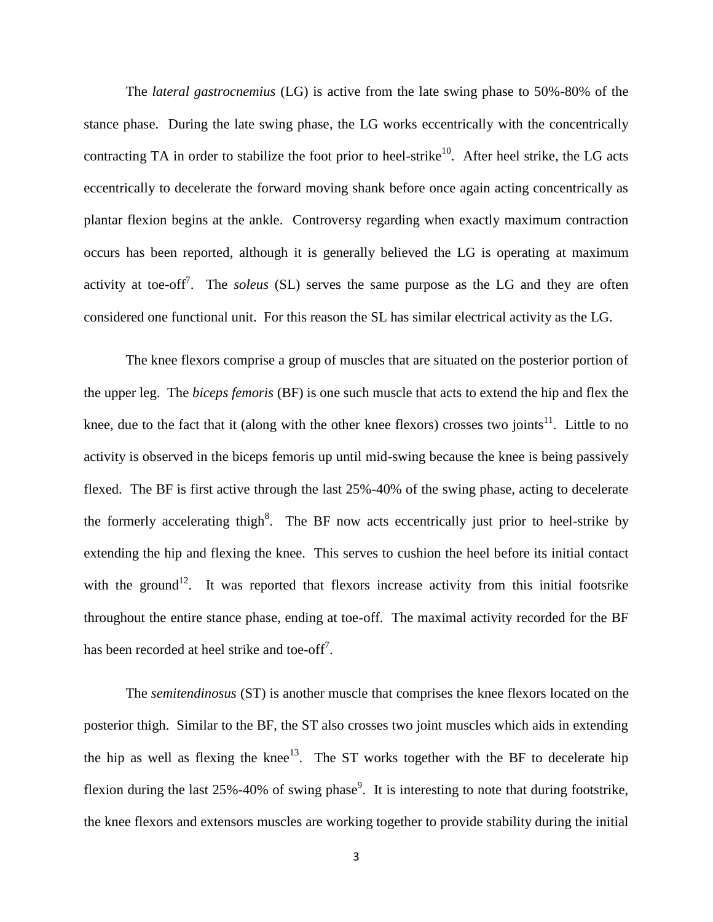The *lateral gastrocnemius* (LG) is active from the late swing phase to 50%-80% of the stance phase. During the late swing phase, the LG works eccentrically with the concentrically contracting TA in order to stabilize the foot prior to heel-strike[10]. After heel strike, the LG acts eccentrically to decelerate the forward moving shank before once again acting concentrically as plantar flexion begins at the ankle. Controversy regarding when exactly maximum contraction occurs has been reported, although it is generally believed the LG is operating at maximum activity at toe-off[7]. The *soleus* (SL) serves the same purpose as the LG and they are often considered one functional unit. For this reason the SL has similar electrical activity as the LG.

The knee flexors comprise a group of muscles that are situated on the posterior portion of the upper leg. The *biceps femoris* (BF) is one such muscle that acts to extend the hip and flex the knee, due to the fact that it (along with the other knee flexors) crosses two joints[11]. Little to no activity is observed in the biceps femoris up until mid-swing because the knee is being passively flexed. The BF is first active through the last 25%-40% of the swing phase, acting to decelerate the formerly accelerating thigh[8]. The BF now acts eccentrically just prior to heel-strike by extending the hip and flexing the knee. This serves to cushion the heel before its initial contact with the ground[12]. It was reported that flexors increase activity from this initial footsrike throughout the entire stance phase, ending at toe-off. The maximal activity recorded for the BF has been recorded at heel strike and toe-off[7].

The *semitendinosus* (ST) is another muscle that comprises the knee flexors located on the posterior thigh. Similar to the BF, the ST also crosses two joint muscles which aids in extending the hip as well as flexing the knee[13]. The ST works together with the BF to decelerate hip flexion during the last 25%-40% of swing phase[9]. It is interesting to note that during footstrike, the knee flexors and extensors muscles are working together to provide stability during the initial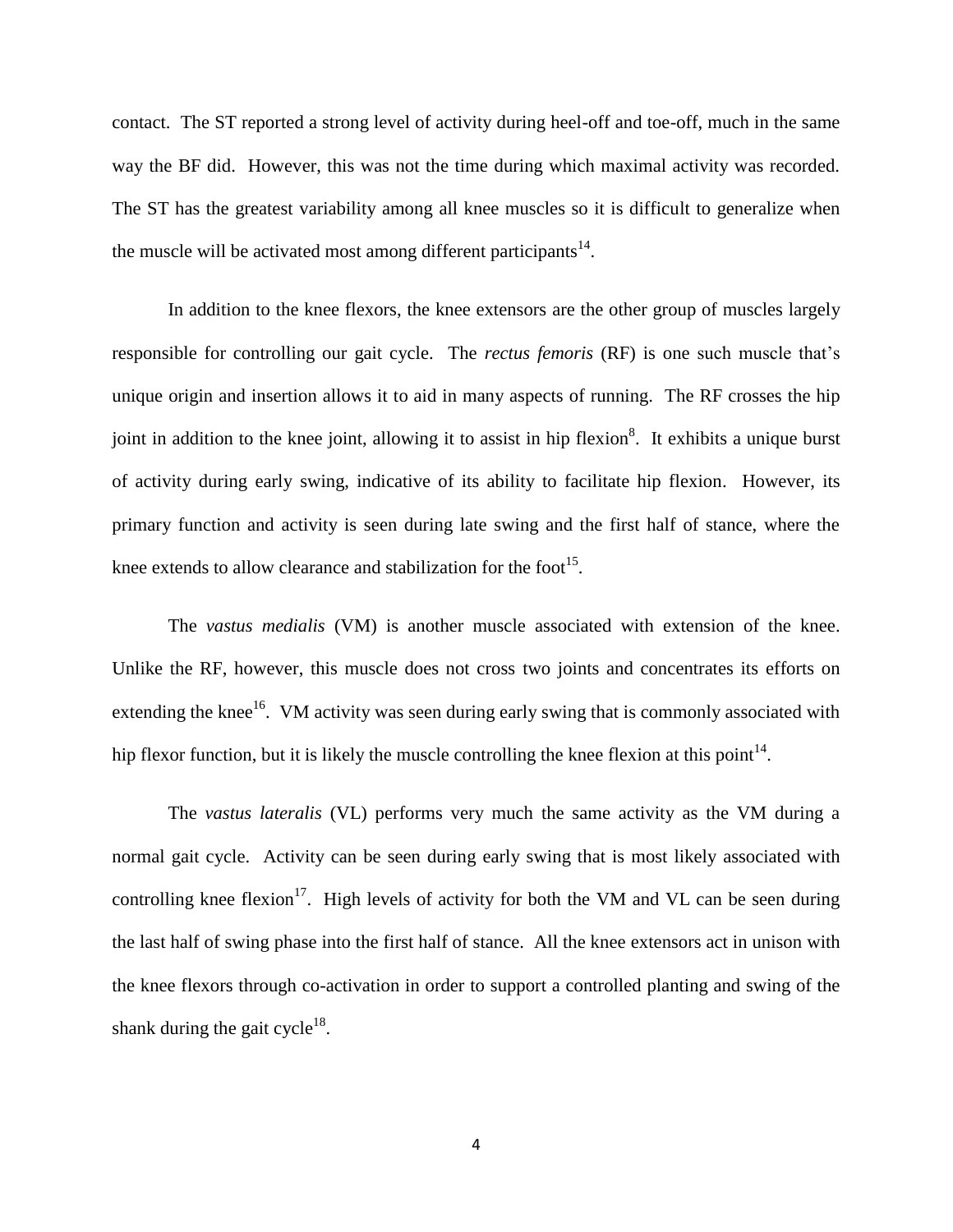contact. The ST reported a strong level of activity during heel-off and toe-off, much in the same way the BF did. However, this was not the time during which maximal activity was recorded. The ST has the greatest variability among all knee muscles so it is difficult to generalize when the muscle will be activated most among different participants[14].

In addition to the knee flexors, the knee extensors are the other group of muscles largely responsible for controlling our gait cycle. The *rectus femoris* (RF) is one such muscle that's unique origin and insertion allows it to aid in many aspects of running. The RF crosses the hip joint in addition to the knee joint, allowing it to assist in hip flexion[8]. It exhibits a unique burst of activity during early swing, indicative of its ability to facilitate hip flexion. However, its primary function and activity is seen during late swing and the first half of stance, where the knee extends to allow clearance and stabilization for the foot[15].

The *vastus medialis* (VM) is another muscle associated with extension of the knee. Unlike the RF, however, this muscle does not cross two joints and concentrates its efforts on extending the knee[16]. VM activity was seen during early swing that is commonly associated with hip flexor function, but it is likely the muscle controlling the knee flexion at this point[14].

The *vastus lateralis* (VL) performs very much the same activity as the VM during a normal gait cycle. Activity can be seen during early swing that is most likely associated with controlling knee flexion[17]. High levels of activity for both the VM and VL can be seen during the last half of swing phase into the first half of stance. All the knee extensors act in unison with the knee flexors through co-activation in order to support a controlled planting and swing of the shank during the gait cycle[18].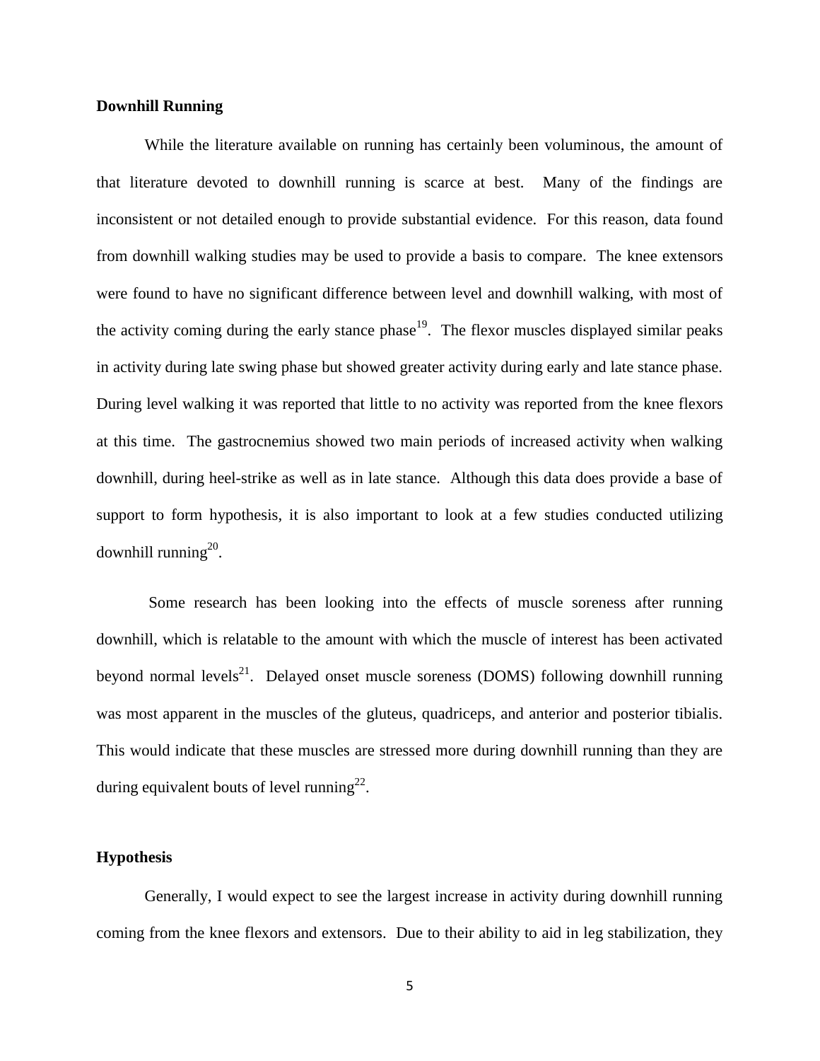## Downhill Running

While the literature available on running has certainly been voluminous, the amount of that literature devoted to downhill running is scarce at best. Many of the findings are inconsistent or not detailed enough to provide substantial evidence. For this reason, data found from downhill walking studies may be used to provide a basis to compare. The knee extensors were found to have no significant difference between level and downhill walking, with most of the activity coming during the early stance phase[19]. The flexor muscles displayed similar peaks in activity during late swing phase but showed greater activity during early and late stance phase. During level walking it was reported that little to no activity was reported from the knee flexors at this time. The gastrocnemius showed two main periods of increased activity when walking downhill, during heel-strike as well as in late stance. Although this data does provide a base of support to form hypothesis, it is also important to look at a few studies conducted utilizing downhill running[20].

Some research has been looking into the effects of muscle soreness after running downhill, which is relatable to the amount with which the muscle of interest has been activated beyond normal levels[21]. Delayed onset muscle soreness (DOMS) following downhill running was most apparent in the muscles of the gluteus, quadriceps, and anterior and posterior tibialis. This would indicate that these muscles are stressed more during downhill running than they are during equivalent bouts of level running[22].

## Hypothesis

Generally, I would expect to see the largest increase in activity during downhill running coming from the knee flexors and extensors. Due to their ability to aid in leg stabilization, they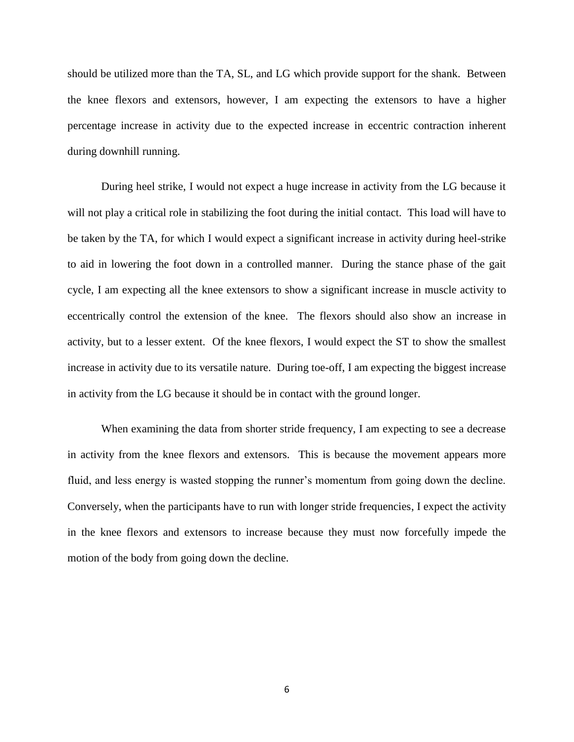should be utilized more than the TA, SL, and LG which provide support for the shank. Between the knee flexors and extensors, however, I am expecting the extensors to have a higher percentage increase in activity due to the expected increase in eccentric contraction inherent during downhill running.

During heel strike, I would not expect a huge increase in activity from the LG because it will not play a critical role in stabilizing the foot during the initial contact. This load will have to be taken by the TA, for which I would expect a significant increase in activity during heel-strike to aid in lowering the foot down in a controlled manner. During the stance phase of the gait cycle, I am expecting all the knee extensors to show a significant increase in muscle activity to eccentrically control the extension of the knee. The flexors should also show an increase in activity, but to a lesser extent. Of the knee flexors, I would expect the ST to show the smallest increase in activity due to its versatile nature. During toe-off, I am expecting the biggest increase in activity from the LG because it should be in contact with the ground longer.

When examining the data from shorter stride frequency, I am expecting to see a decrease in activity from the knee flexors and extensors. This is because the movement appears more fluid, and less energy is wasted stopping the runner's momentum from going down the decline. Conversely, when the participants have to run with longer stride frequencies, I expect the activity in the knee flexors and extensors to increase because they must now forcefully impede the motion of the body from going down the decline.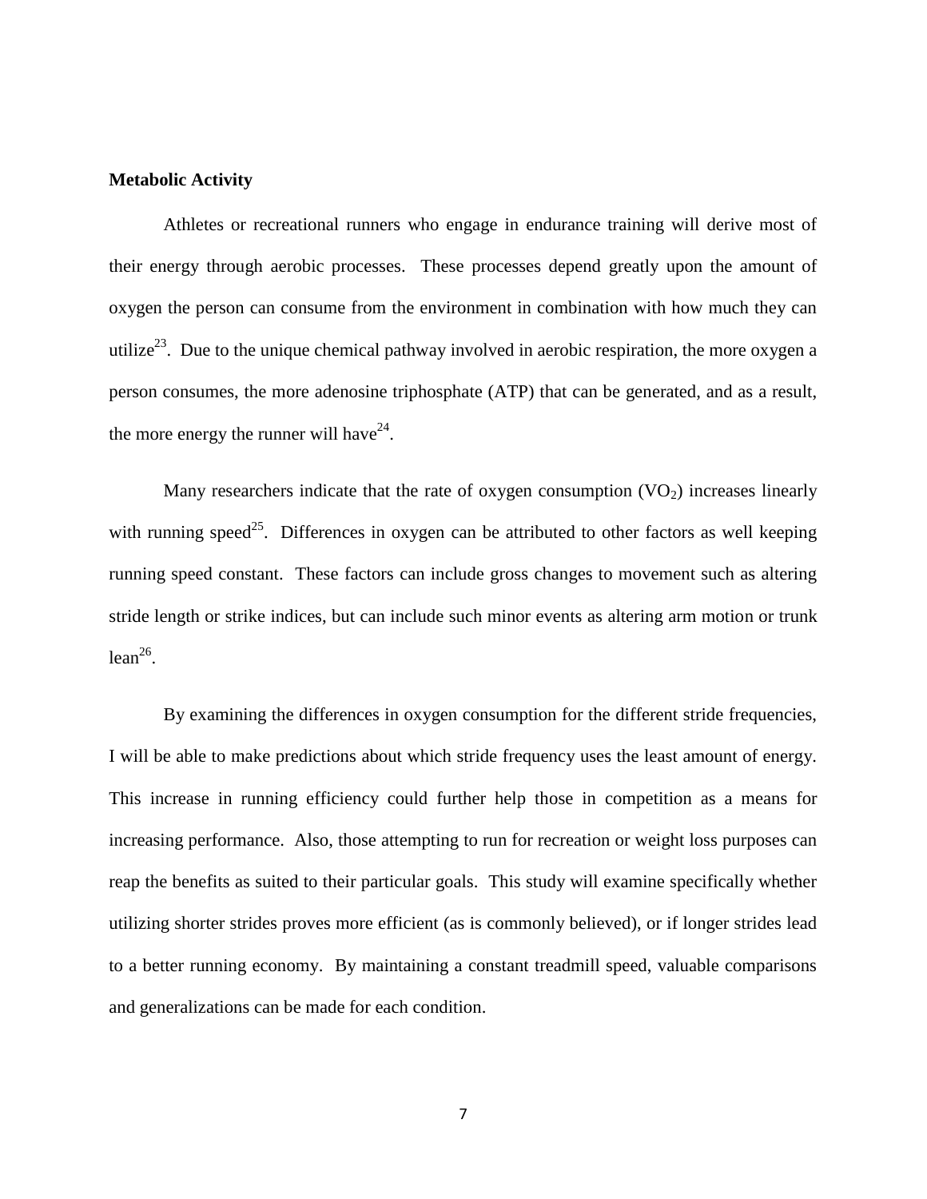**Metabolic Activity**

Athletes or recreational runners who engage in endurance training will derive most of their energy through aerobic processes. These processes depend greatly upon the amount of oxygen the person can consume from the environment in combination with how much they can utilize[23]. Due to the unique chemical pathway involved in aerobic respiration, the more oxygen a person consumes, the more adenosine triphosphate (ATP) that can be generated, and as a result, the more energy the runner will have[24].

Many researchers indicate that the rate of oxygen consumption ($VO_2$) increases linearly with running speed[25]. Differences in oxygen can be attributed to other factors as well keeping running speed constant. These factors can include gross changes to movement such as altering stride length or strike indices, but can include such minor events as altering arm motion or trunk lean[26].

By examining the differences in oxygen consumption for the different stride frequencies, I will be able to make predictions about which stride frequency uses the least amount of energy. This increase in running efficiency could further help those in competition as a means for increasing performance. Also, those attempting to run for recreation or weight loss purposes can reap the benefits as suited to their particular goals. This study will examine specifically whether utilizing shorter strides proves more efficient (as is commonly believed), or if longer strides lead to a better running economy. By maintaining a constant treadmill speed, valuable comparisons and generalizations can be made for each condition.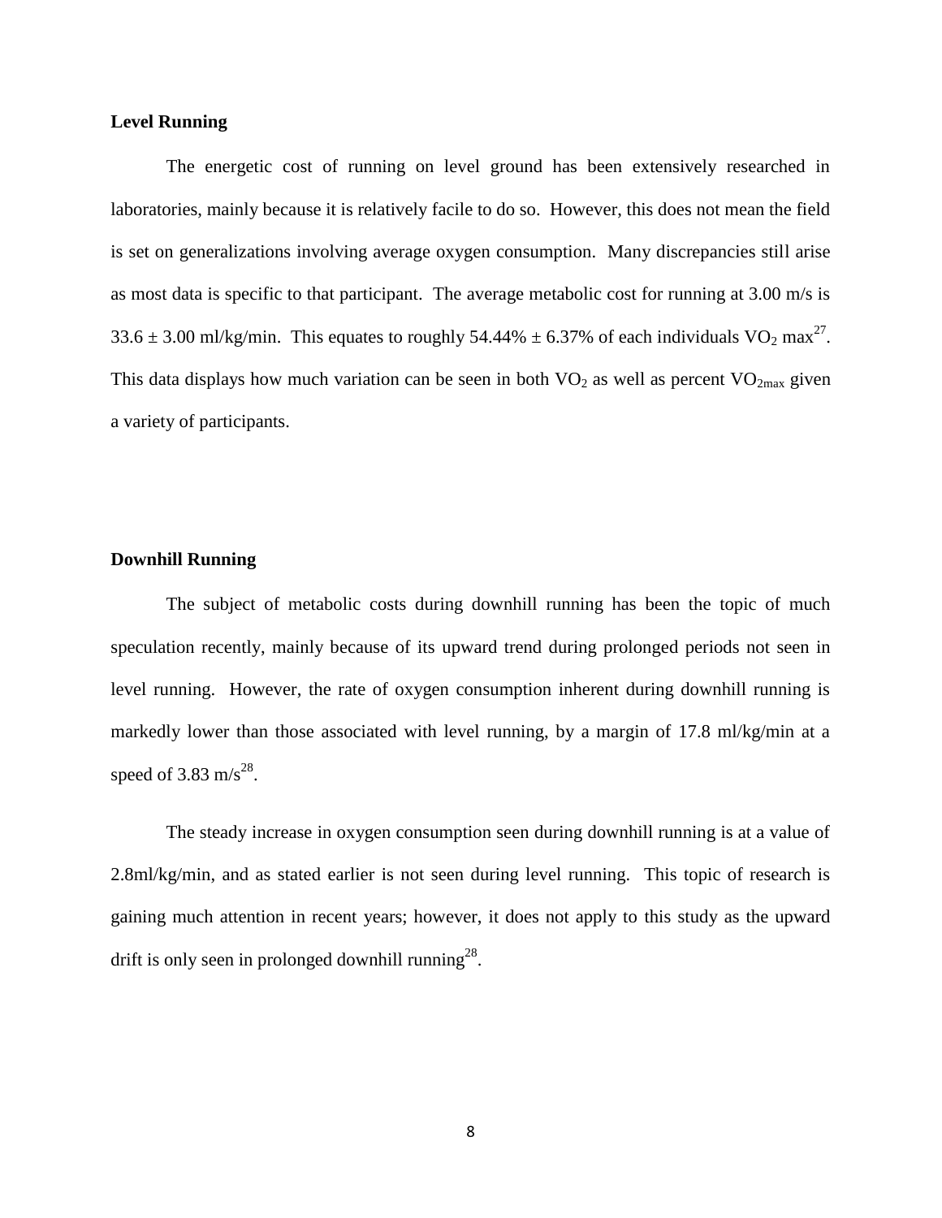### Level Running

The energetic cost of running on level ground has been extensively researched in laboratories, mainly because it is relatively facile to do so. However, this does not mean the field is set on generalizations involving average oxygen consumption. Many discrepancies still arise as most data is specific to that participant. The average metabolic cost for running at 3.00 m/s is $33.6 \pm 3.00$ ml/kg/min. This equates to roughly $54.44\% \pm 6.37\%$ of each individuals $VO_2$ max[27]. This data displays how much variation can be seen in both $VO_2$ as well as percent $VO_{2max}$ given a variety of participants.

### Downhill Running

The subject of metabolic costs during downhill running has been the topic of much speculation recently, mainly because of its upward trend during prolonged periods not seen in level running. However, the rate of oxygen consumption inherent during downhill running is markedly lower than those associated with level running, by a margin of 17.8 ml/kg/min at a speed of 3.83 m/s[28].

The steady increase in oxygen consumption seen during downhill running is at a value of 2.8ml/kg/min, and as stated earlier is not seen during level running. This topic of research is gaining much attention in recent years; however, it does not apply to this study as the upward drift is only seen in prolonged downhill running[28].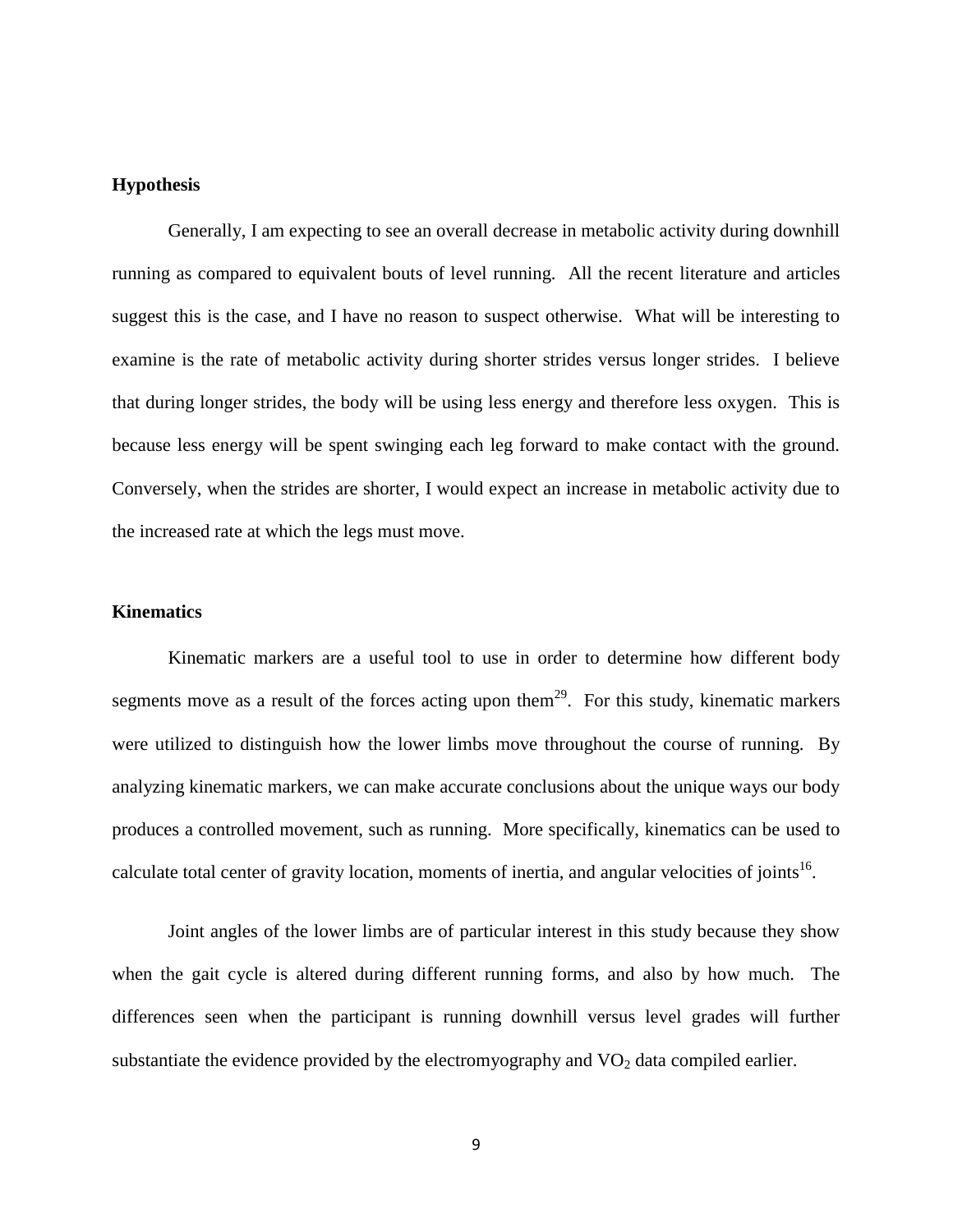**Hypothesis**

Generally, I am expecting to see an overall decrease in metabolic activity during downhill running as compared to equivalent bouts of level running. All the recent literature and articles suggest this is the case, and I have no reason to suspect otherwise. What will be interesting to examine is the rate of metabolic activity during shorter strides versus longer strides. I believe that during longer strides, the body will be using less energy and therefore less oxygen. This is because less energy will be spent swinging each leg forward to make contact with the ground. Conversely, when the strides are shorter, I would expect an increase in metabolic activity due to the increased rate at which the legs must move.

**Kinematics**

Kinematic markers are a useful tool to use in order to determine how different body segments move as a result of the forces acting upon them[29]. For this study, kinematic markers were utilized to distinguish how the lower limbs move throughout the course of running. By analyzing kinematic markers, we can make accurate conclusions about the unique ways our body produces a controlled movement, such as running. More specifically, kinematics can be used to calculate total center of gravity location, moments of inertia, and angular velocities of joints[16].

Joint angles of the lower limbs are of particular interest in this study because they show when the gait cycle is altered during different running forms, and also by how much. The differences seen when the participant is running downhill versus level grades will further substantiate the evidence provided by the electromyography and $VO_2$ data compiled earlier.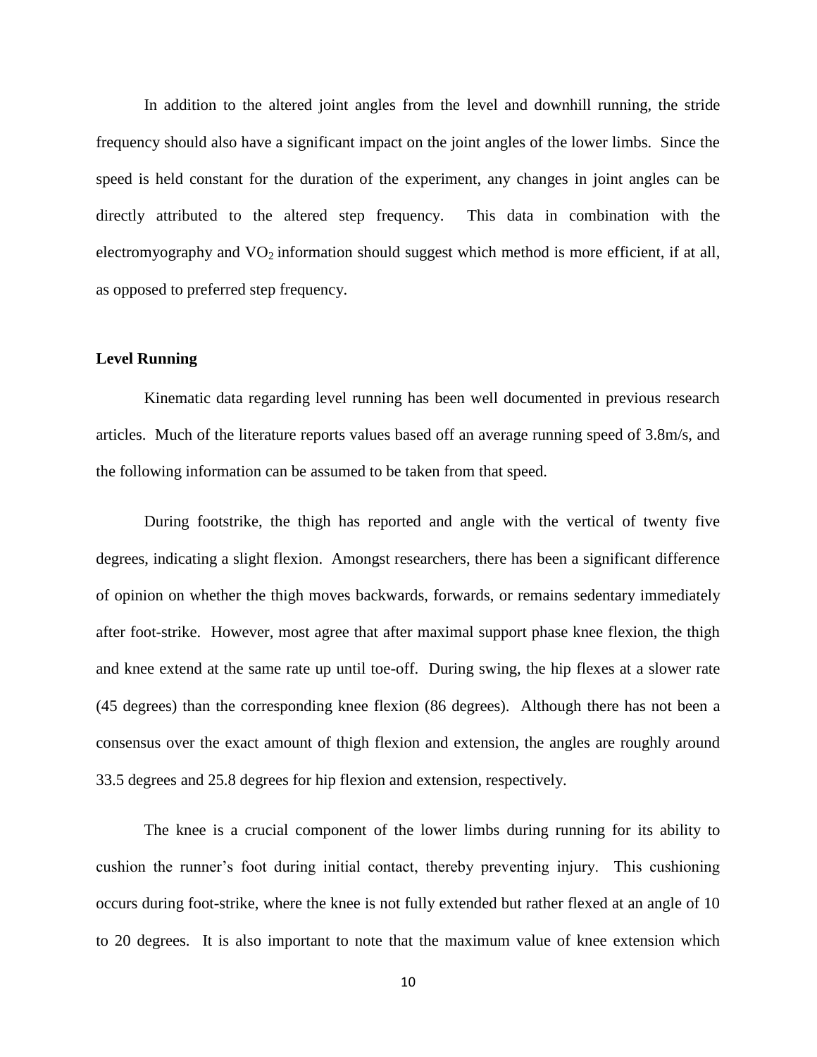In addition to the altered joint angles from the level and downhill running, the stride frequency should also have a significant impact on the joint angles of the lower limbs. Since the speed is held constant for the duration of the experiment, any changes in joint angles can be directly attributed to the altered step frequency. This data in combination with the electromyography and $VO_2$ information should suggest which method is more efficient, if at all, as opposed to preferred step frequency.

**Level Running**

Kinematic data regarding level running has been well documented in previous research articles. Much of the literature reports values based off an average running speed of 3.8m/s, and the following information can be assumed to be taken from that speed.

During footstrike, the thigh has reported and angle with the vertical of twenty five degrees, indicating a slight flexion. Amongst researchers, there has been a significant difference of opinion on whether the thigh moves backwards, forwards, or remains sedentary immediately after foot-strike. However, most agree that after maximal support phase knee flexion, the thigh and knee extend at the same rate up until toe-off. During swing, the hip flexes at a slower rate (45 degrees) than the corresponding knee flexion (86 degrees). Although there has not been a consensus over the exact amount of thigh flexion and extension, the angles are roughly around 33.5 degrees and 25.8 degrees for hip flexion and extension, respectively.

The knee is a crucial component of the lower limbs during running for its ability to cushion the runner's foot during initial contact, thereby preventing injury. This cushioning occurs during foot-strike, where the knee is not fully extended but rather flexed at an angle of 10 to 20 degrees. It is also important to note that the maximum value of knee extension which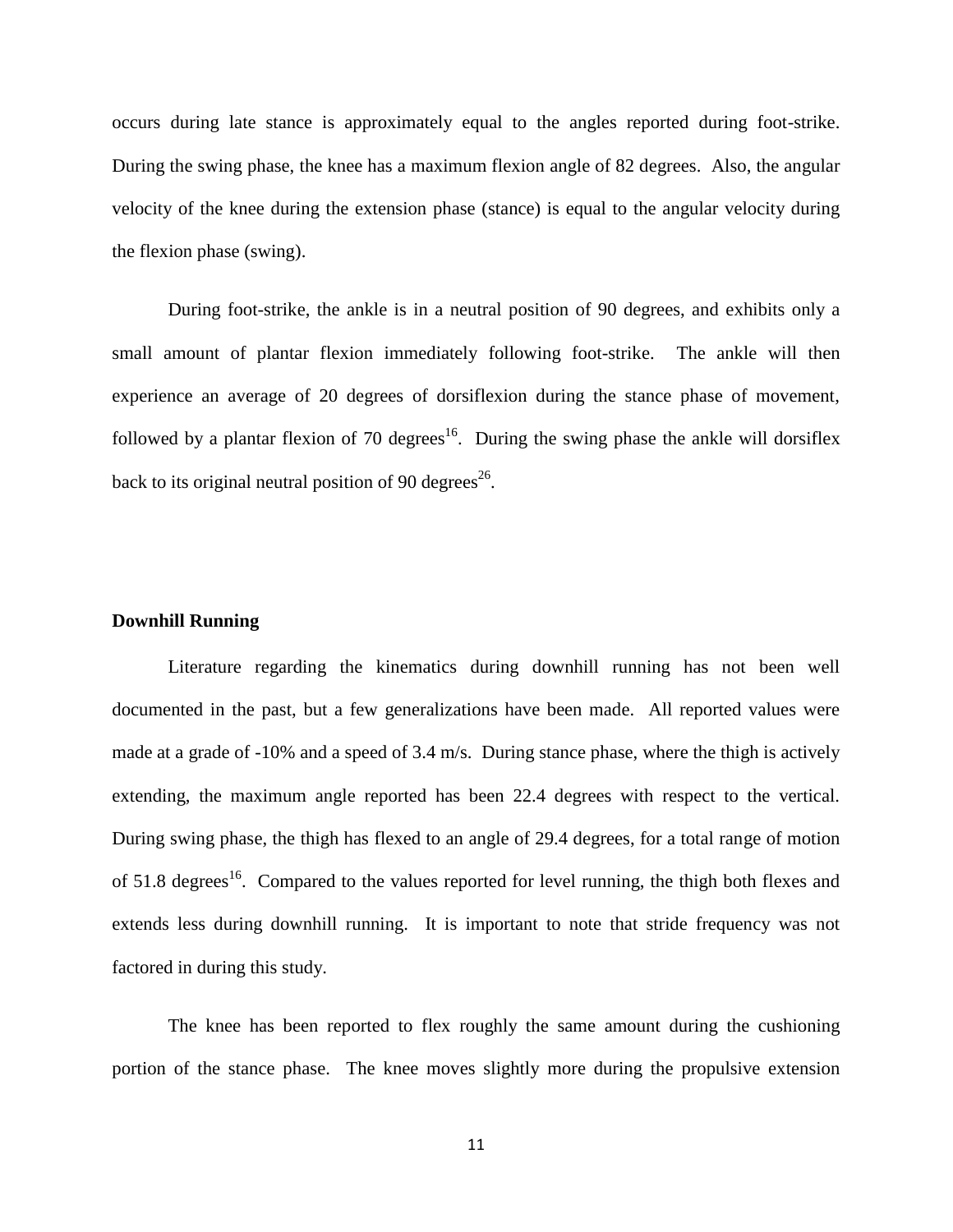occurs during late stance is approximately equal to the angles reported during foot-strike. During the swing phase, the knee has a maximum flexion angle of 82 degrees. Also, the angular velocity of the knee during the extension phase (stance) is equal to the angular velocity during the flexion phase (swing).

During foot-strike, the ankle is in a neutral position of 90 degrees, and exhibits only a small amount of plantar flexion immediately following foot-strike. The ankle will then experience an average of 20 degrees of dorsiflexion during the stance phase of movement, followed by a plantar flexion of 70 degrees[16]. During the swing phase the ankle will dorsiflex back to its original neutral position of 90 degrees[26].

**Downhill Running**

Literature regarding the kinematics during downhill running has not been well documented in the past, but a few generalizations have been made. All reported values were made at a grade of -10% and a speed of 3.4 m/s. During stance phase, where the thigh is actively extending, the maximum angle reported has been 22.4 degrees with respect to the vertical. During swing phase, the thigh has flexed to an angle of 29.4 degrees, for a total range of motion of 51.8 degrees[16]. Compared to the values reported for level running, the thigh both flexes and extends less during downhill running. It is important to note that stride frequency was not factored in during this study.

The knee has been reported to flex roughly the same amount during the cushioning portion of the stance phase. The knee moves slightly more during the propulsive extension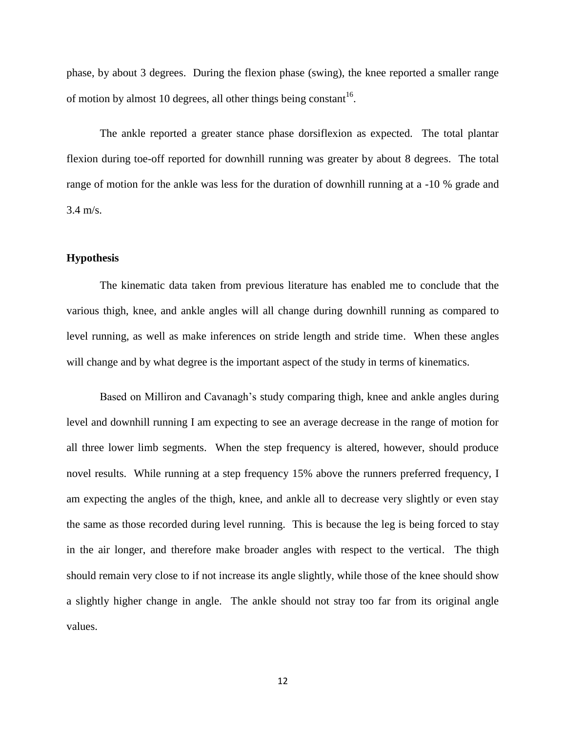phase, by about 3 degrees. During the flexion phase (swing), the knee reported a smaller range of motion by almost 10 degrees, all other things being constant[16].

The ankle reported a greater stance phase dorsiflexion as expected. The total plantar flexion during toe-off reported for downhill running was greater by about 8 degrees. The total range of motion for the ankle was less for the duration of downhill running at a -10 % grade and 3.4 m/s.

**Hypothesis**

The kinematic data taken from previous literature has enabled me to conclude that the various thigh, knee, and ankle angles will all change during downhill running as compared to level running, as well as make inferences on stride length and stride time. When these angles will change and by what degree is the important aspect of the study in terms of kinematics.

Based on Milliron and Cavanagh's study comparing thigh, knee and ankle angles during level and downhill running I am expecting to see an average decrease in the range of motion for all three lower limb segments. When the step frequency is altered, however, should produce novel results. While running at a step frequency 15% above the runners preferred frequency, I am expecting the angles of the thigh, knee, and ankle all to decrease very slightly or even stay the same as those recorded during level running. This is because the leg is being forced to stay in the air longer, and therefore make broader angles with respect to the vertical. The thigh should remain very close to if not increase its angle slightly, while those of the knee should show a slightly higher change in angle. The ankle should not stray too far from its original angle values.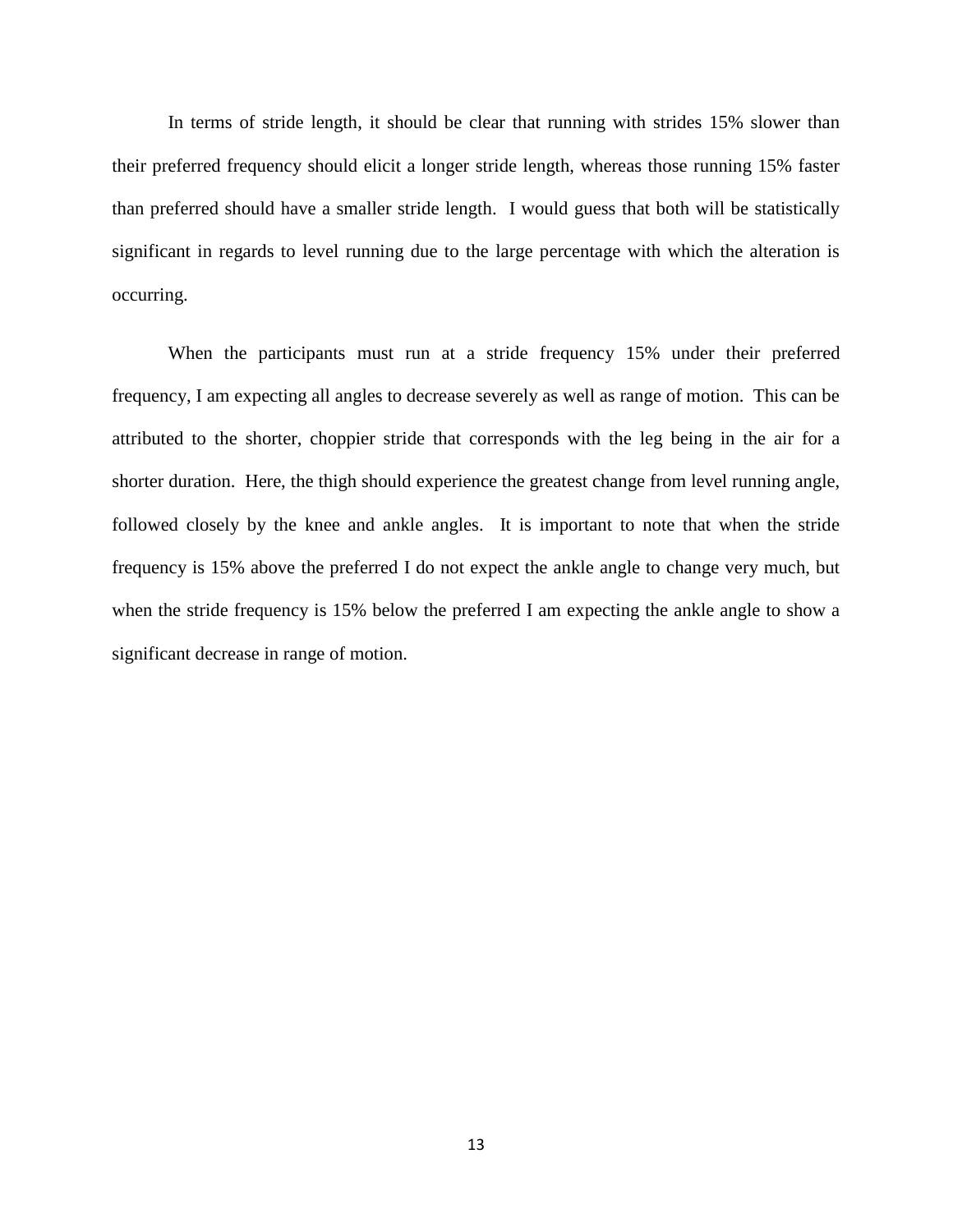In terms of stride length, it should be clear that running with strides 15% slower than their preferred frequency should elicit a longer stride length, whereas those running 15% faster than preferred should have a smaller stride length. I would guess that both will be statistically significant in regards to level running due to the large percentage with which the alteration is occurring.

When the participants must run at a stride frequency 15% under their preferred frequency, I am expecting all angles to decrease severely as well as range of motion. This can be attributed to the shorter, choppier stride that corresponds with the leg being in the air for a shorter duration. Here, the thigh should experience the greatest change from level running angle, followed closely by the knee and ankle angles. It is important to note that when the stride frequency is 15% above the preferred I do not expect the ankle angle to change very much, but when the stride frequency is 15% below the preferred I am expecting the ankle angle to show a significant decrease in range of motion.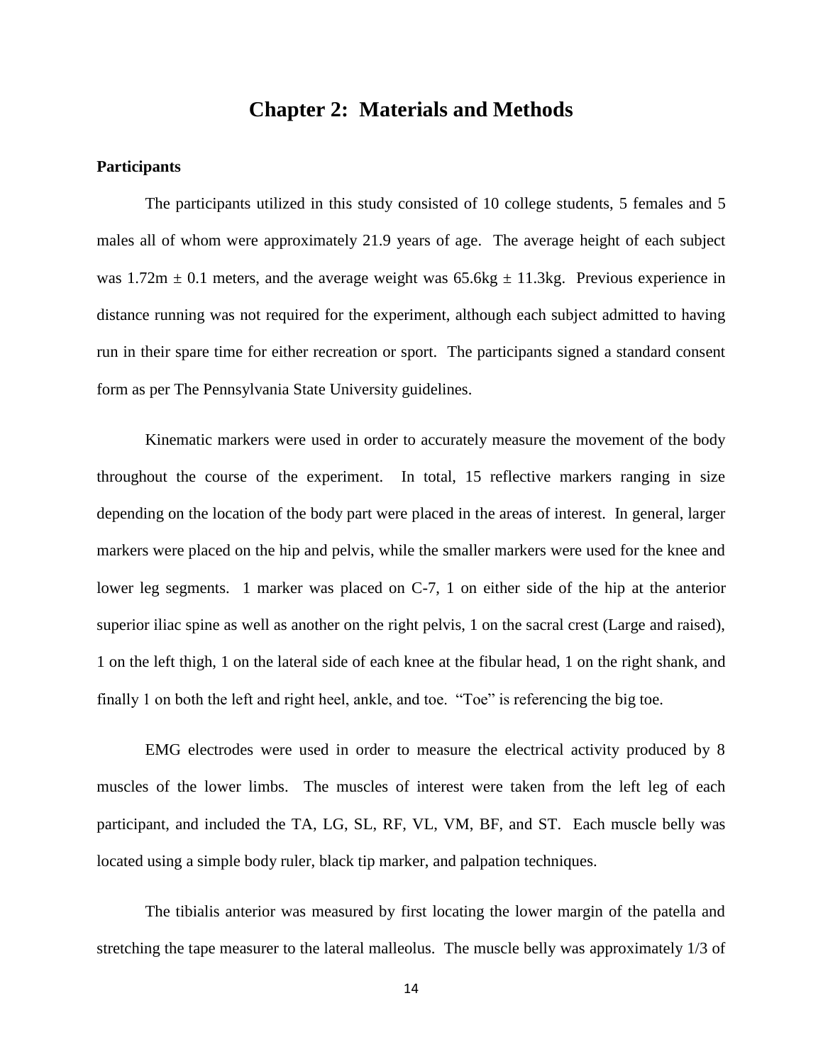# Chapter 2: Materials and Methods

**Participants**

The participants utilized in this study consisted of 10 college students, 5 females and 5 males all of whom were approximately 21.9 years of age. The average height of each subject was 1.72m ± 0.1 meters, and the average weight was 65.6kg ± 11.3kg. Previous experience in distance running was not required for the experiment, although each subject admitted to having run in their spare time for either recreation or sport. The participants signed a standard consent form as per The Pennsylvania State University guidelines.

Kinematic markers were used in order to accurately measure the movement of the body throughout the course of the experiment. In total, 15 reflective markers ranging in size depending on the location of the body part were placed in the areas of interest. In general, larger markers were placed on the hip and pelvis, while the smaller markers were used for the knee and lower leg segments. 1 marker was placed on C-7, 1 on either side of the hip at the anterior superior iliac spine as well as another on the right pelvis, 1 on the sacral crest (Large and raised), 1 on the left thigh, 1 on the lateral side of each knee at the fibular head, 1 on the right shank, and finally 1 on both the left and right heel, ankle, and toe. "Toe" is referencing the big toe.

EMG electrodes were used in order to measure the electrical activity produced by 8 muscles of the lower limbs. The muscles of interest were taken from the left leg of each participant, and included the TA, LG, SL, RF, VL, VM, BF, and ST. Each muscle belly was located using a simple body ruler, black tip marker, and palpation techniques.

The tibialis anterior was measured by first locating the lower margin of the patella and stretching the tape measurer to the lateral malleolus. The muscle belly was approximately 1/3 of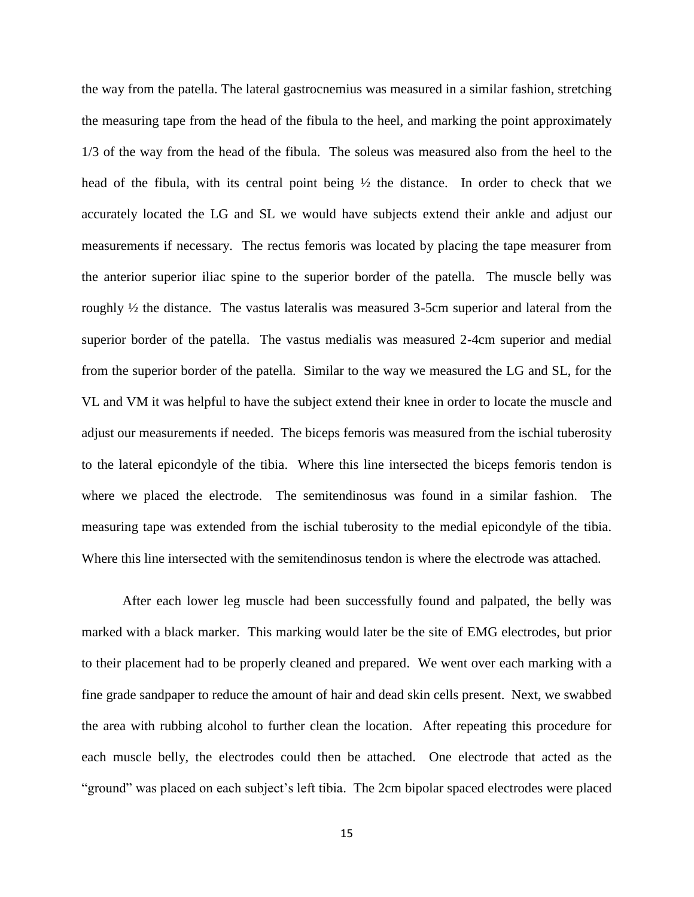the way from the patella. The lateral gastrocnemius was measured in a similar fashion, stretching the measuring tape from the head of the fibula to the heel, and marking the point approximately 1/3 of the way from the head of the fibula. The soleus was measured also from the heel to the head of the fibula, with its central point being ½ the distance. In order to check that we accurately located the LG and SL we would have subjects extend their ankle and adjust our measurements if necessary. The rectus femoris was located by placing the tape measurer from the anterior superior iliac spine to the superior border of the patella. The muscle belly was roughly ½ the distance. The vastus lateralis was measured 3-5cm superior and lateral from the superior border of the patella. The vastus medialis was measured 2-4cm superior and medial from the superior border of the patella. Similar to the way we measured the LG and SL, for the VL and VM it was helpful to have the subject extend their knee in order to locate the muscle and adjust our measurements if needed. The biceps femoris was measured from the ischial tuberosity to the lateral epicondyle of the tibia. Where this line intersected the biceps femoris tendon is where we placed the electrode. The semitendinosus was found in a similar fashion. The measuring tape was extended from the ischial tuberosity to the medial epicondyle of the tibia. Where this line intersected with the semitendinosus tendon is where the electrode was attached.

After each lower leg muscle had been successfully found and palpated, the belly was marked with a black marker. This marking would later be the site of EMG electrodes, but prior to their placement had to be properly cleaned and prepared. We went over each marking with a fine grade sandpaper to reduce the amount of hair and dead skin cells present. Next, we swabbed the area with rubbing alcohol to further clean the location. After repeating this procedure for each muscle belly, the electrodes could then be attached. One electrode that acted as the "ground" was placed on each subject's left tibia. The 2cm bipolar spaced electrodes were placed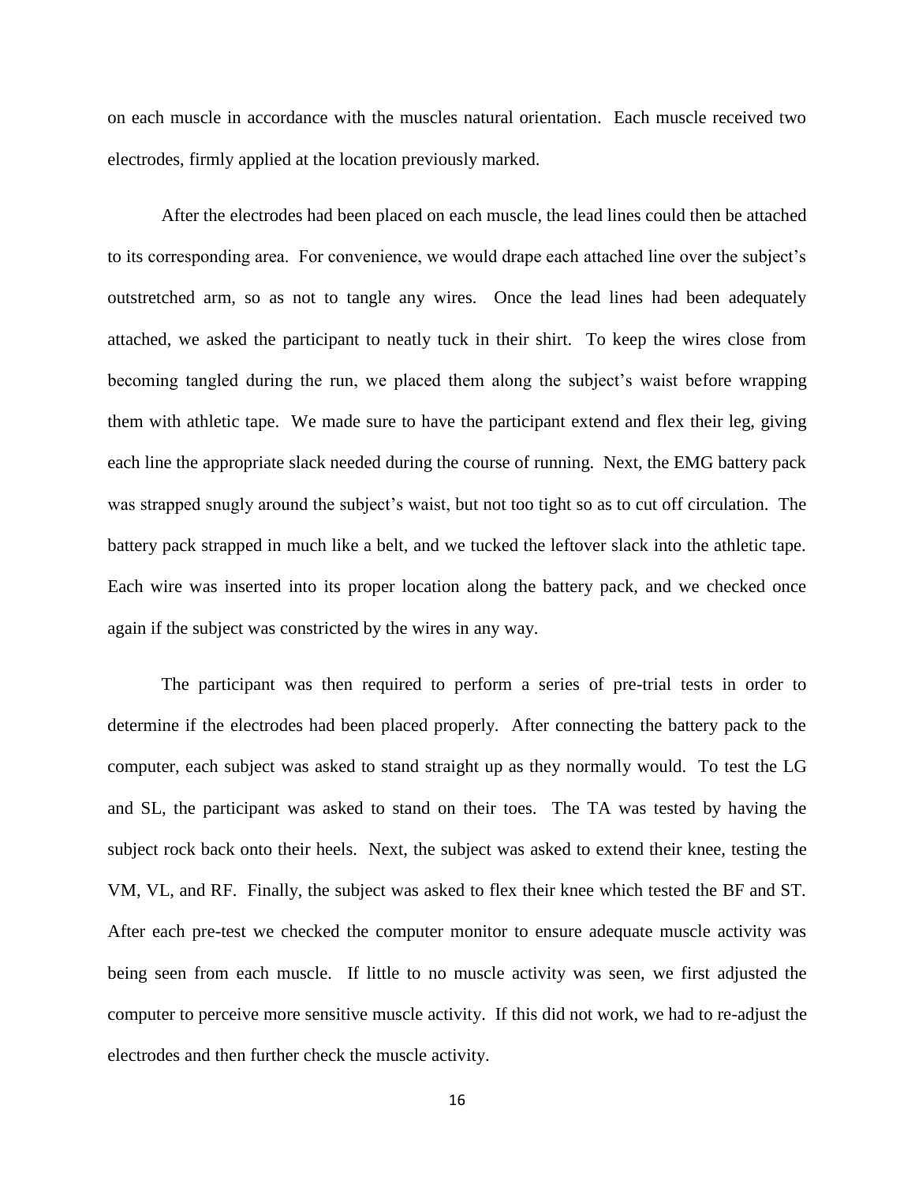on each muscle in accordance with the muscles natural orientation. Each muscle received two electrodes, firmly applied at the location previously marked.

After the electrodes had been placed on each muscle, the lead lines could then be attached to its corresponding area. For convenience, we would drape each attached line over the subject's outstretched arm, so as not to tangle any wires. Once the lead lines had been adequately attached, we asked the participant to neatly tuck in their shirt. To keep the wires close from becoming tangled during the run, we placed them along the subject's waist before wrapping them with athletic tape. We made sure to have the participant extend and flex their leg, giving each line the appropriate slack needed during the course of running. Next, the EMG battery pack was strapped snugly around the subject's waist, but not too tight so as to cut off circulation. The battery pack strapped in much like a belt, and we tucked the leftover slack into the athletic tape. Each wire was inserted into its proper location along the battery pack, and we checked once again if the subject was constricted by the wires in any way.

The participant was then required to perform a series of pre-trial tests in order to determine if the electrodes had been placed properly. After connecting the battery pack to the computer, each subject was asked to stand straight up as they normally would. To test the LG and SL, the participant was asked to stand on their toes. The TA was tested by having the subject rock back onto their heels. Next, the subject was asked to extend their knee, testing the VM, VL, and RF. Finally, the subject was asked to flex their knee which tested the BF and ST. After each pre-test we checked the computer monitor to ensure adequate muscle activity was being seen from each muscle. If little to no muscle activity was seen, we first adjusted the computer to perceive more sensitive muscle activity. If this did not work, we had to re-adjust the electrodes and then further check the muscle activity.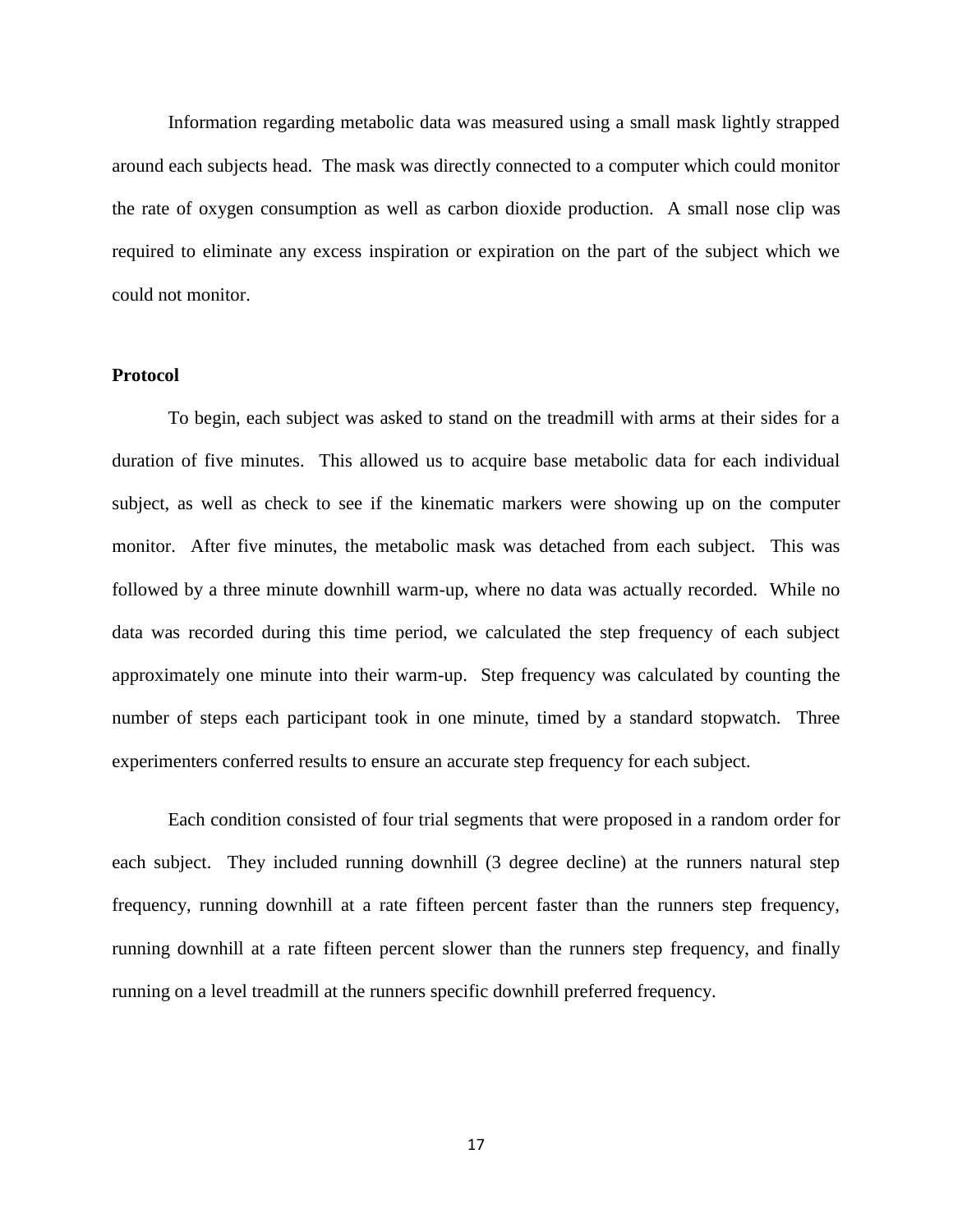Information regarding metabolic data was measured using a small mask lightly strapped around each subjects head. The mask was directly connected to a computer which could monitor the rate of oxygen consumption as well as carbon dioxide production. A small nose clip was required to eliminate any excess inspiration or expiration on the part of the subject which we could not monitor.

**Protocol**

To begin, each subject was asked to stand on the treadmill with arms at their sides for a duration of five minutes. This allowed us to acquire base metabolic data for each individual subject, as well as check to see if the kinematic markers were showing up on the computer monitor. After five minutes, the metabolic mask was detached from each subject. This was followed by a three minute downhill warm-up, where no data was actually recorded. While no data was recorded during this time period, we calculated the step frequency of each subject approximately one minute into their warm-up. Step frequency was calculated by counting the number of steps each participant took in one minute, timed by a standard stopwatch. Three experimenters conferred results to ensure an accurate step frequency for each subject.

Each condition consisted of four trial segments that were proposed in a random order for each subject. They included running downhill (3 degree decline) at the runners natural step frequency, running downhill at a rate fifteen percent faster than the runners step frequency, running downhill at a rate fifteen percent slower than the runners step frequency, and finally running on a level treadmill at the runners specific downhill preferred frequency.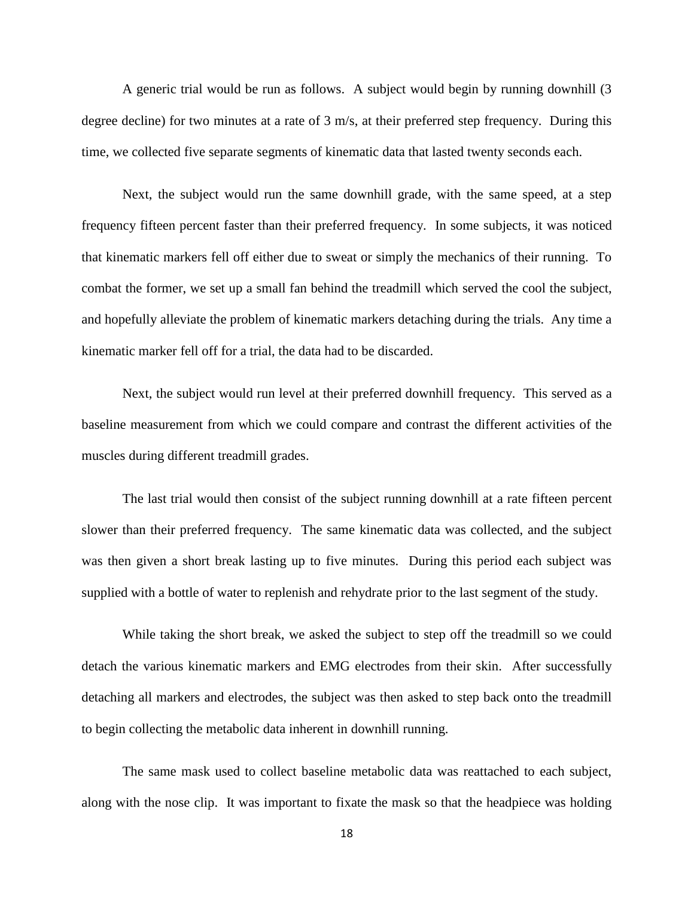A generic trial would be run as follows. A subject would begin by running downhill (3 degree decline) for two minutes at a rate of 3 m/s, at their preferred step frequency. During this time, we collected five separate segments of kinematic data that lasted twenty seconds each.

Next, the subject would run the same downhill grade, with the same speed, at a step frequency fifteen percent faster than their preferred frequency. In some subjects, it was noticed that kinematic markers fell off either due to sweat or simply the mechanics of their running. To combat the former, we set up a small fan behind the treadmill which served the cool the subject, and hopefully alleviate the problem of kinematic markers detaching during the trials. Any time a kinematic marker fell off for a trial, the data had to be discarded.

Next, the subject would run level at their preferred downhill frequency. This served as a baseline measurement from which we could compare and contrast the different activities of the muscles during different treadmill grades.

The last trial would then consist of the subject running downhill at a rate fifteen percent slower than their preferred frequency. The same kinematic data was collected, and the subject was then given a short break lasting up to five minutes. During this period each subject was supplied with a bottle of water to replenish and rehydrate prior to the last segment of the study.

While taking the short break, we asked the subject to step off the treadmill so we could detach the various kinematic markers and EMG electrodes from their skin. After successfully detaching all markers and electrodes, the subject was then asked to step back onto the treadmill to begin collecting the metabolic data inherent in downhill running.

The same mask used to collect baseline metabolic data was reattached to each subject, along with the nose clip. It was important to fixate the mask so that the headpiece was holding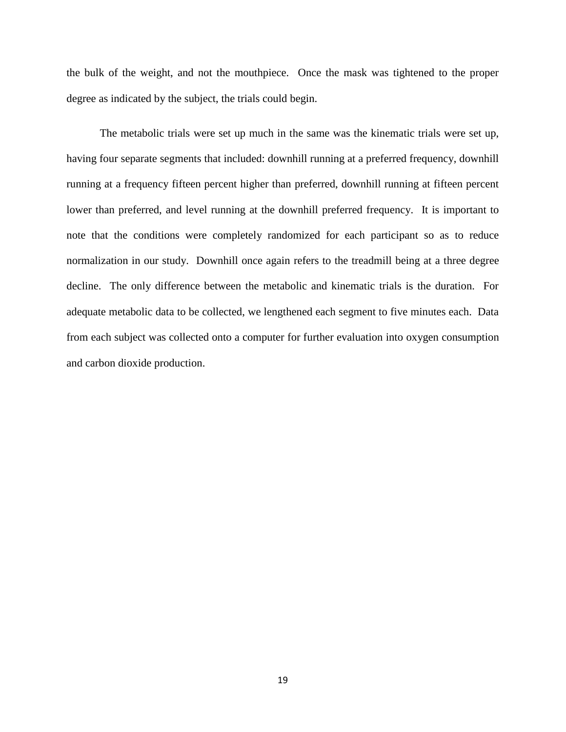the bulk of the weight, and not the mouthpiece. Once the mask was tightened to the proper degree as indicated by the subject, the trials could begin.

The metabolic trials were set up much in the same was the kinematic trials were set up, having four separate segments that included: downhill running at a preferred frequency, downhill running at a frequency fifteen percent higher than preferred, downhill running at fifteen percent lower than preferred, and level running at the downhill preferred frequency. It is important to note that the conditions were completely randomized for each participant so as to reduce normalization in our study. Downhill once again refers to the treadmill being at a three degree decline. The only difference between the metabolic and kinematic trials is the duration. For adequate metabolic data to be collected, we lengthened each segment to five minutes each. Data from each subject was collected onto a computer for further evaluation into oxygen consumption and carbon dioxide production.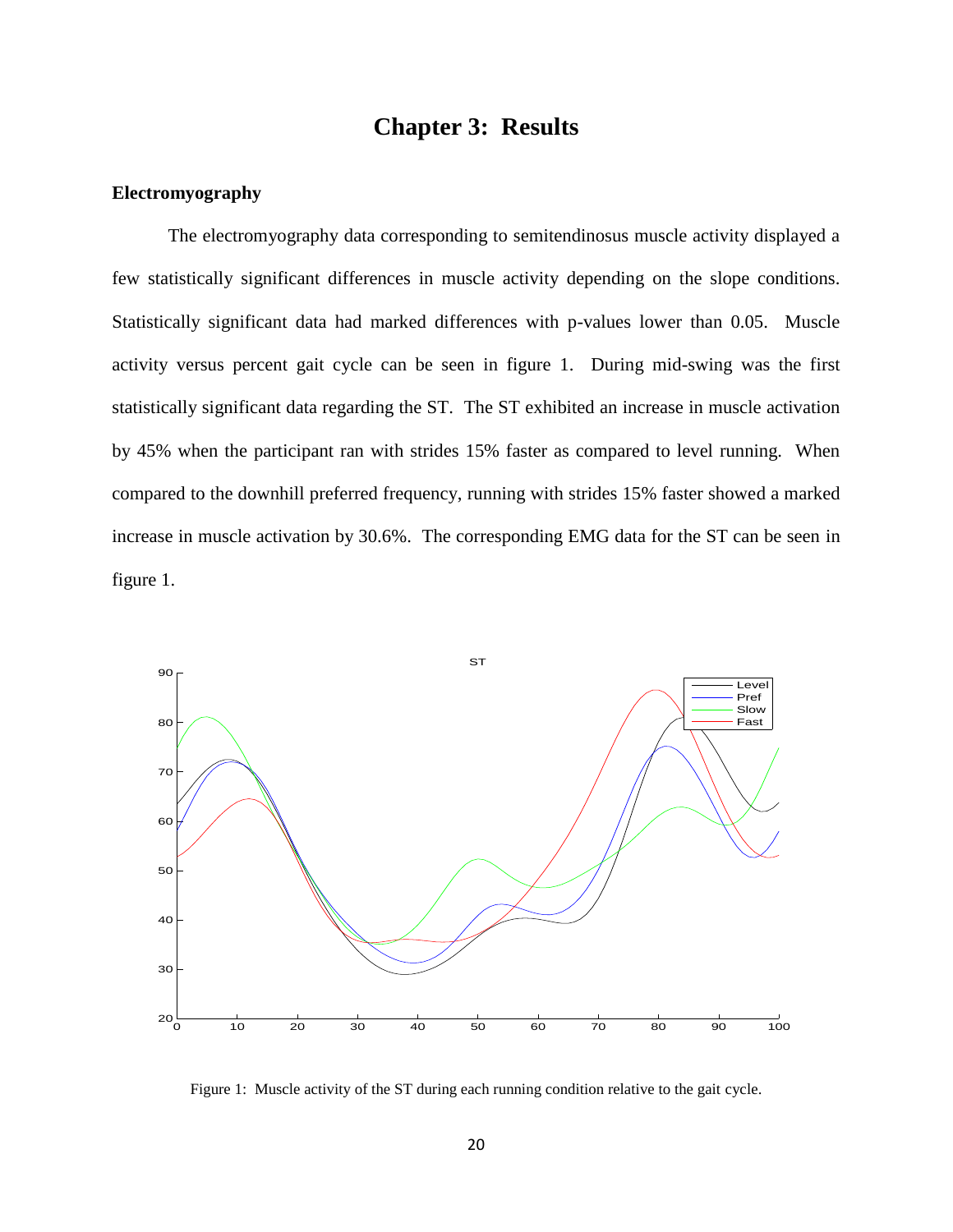# Chapter 3: Results

## Electromyography

The electromyography data corresponding to semitendinosus muscle activity displayed a few statistically significant differences in muscle activity depending on the slope conditions. Statistically significant data had marked differences with p-values lower than 0.05. Muscle activity versus percent gait cycle can be seen in figure 1. During mid-swing was the first statistically significant data regarding the ST. The ST exhibited an increase in muscle activation by 45% when the participant ran with strides 15% faster as compared to level running. When compared to the downhill preferred frequency, running with strides 15% faster showed a marked increase in muscle activation by 30.6%. The corresponding EMG data for the ST can be seen in figure 1.

Figure 1: Muscle activity of the ST during each running condition relative to the gait cycle.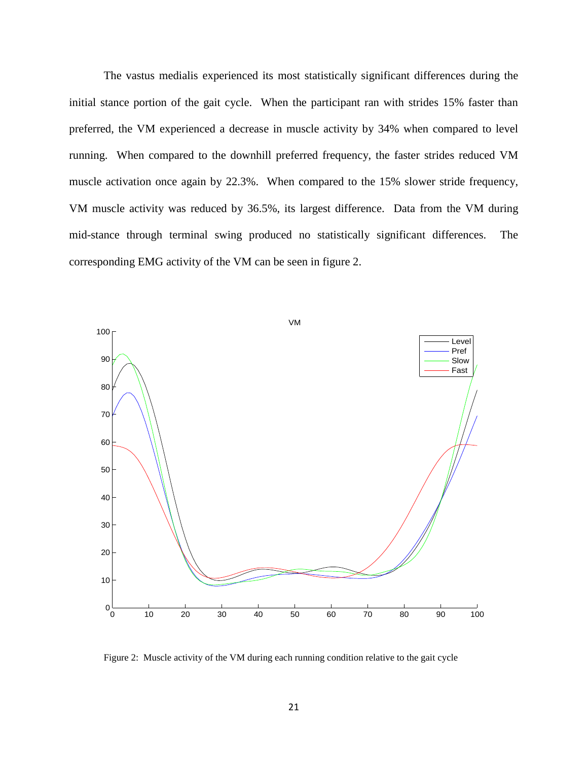The vastus medialis experienced its most statistically significant differences during the initial stance portion of the gait cycle. When the participant ran with strides 15% faster than preferred, the VM experienced a decrease in muscle activity by 34% when compared to level running. When compared to the downhill preferred frequency, the faster strides reduced VM muscle activation once again by 22.3%. When compared to the 15% slower stride frequency, VM muscle activity was reduced by 36.5%, its largest difference. Data from the VM during mid-stance through terminal swing produced no statistically significant differences. The corresponding EMG activity of the VM can be seen in figure 2.

Figure 2: Muscle activity of the VM during each running condition relative to the gait cycle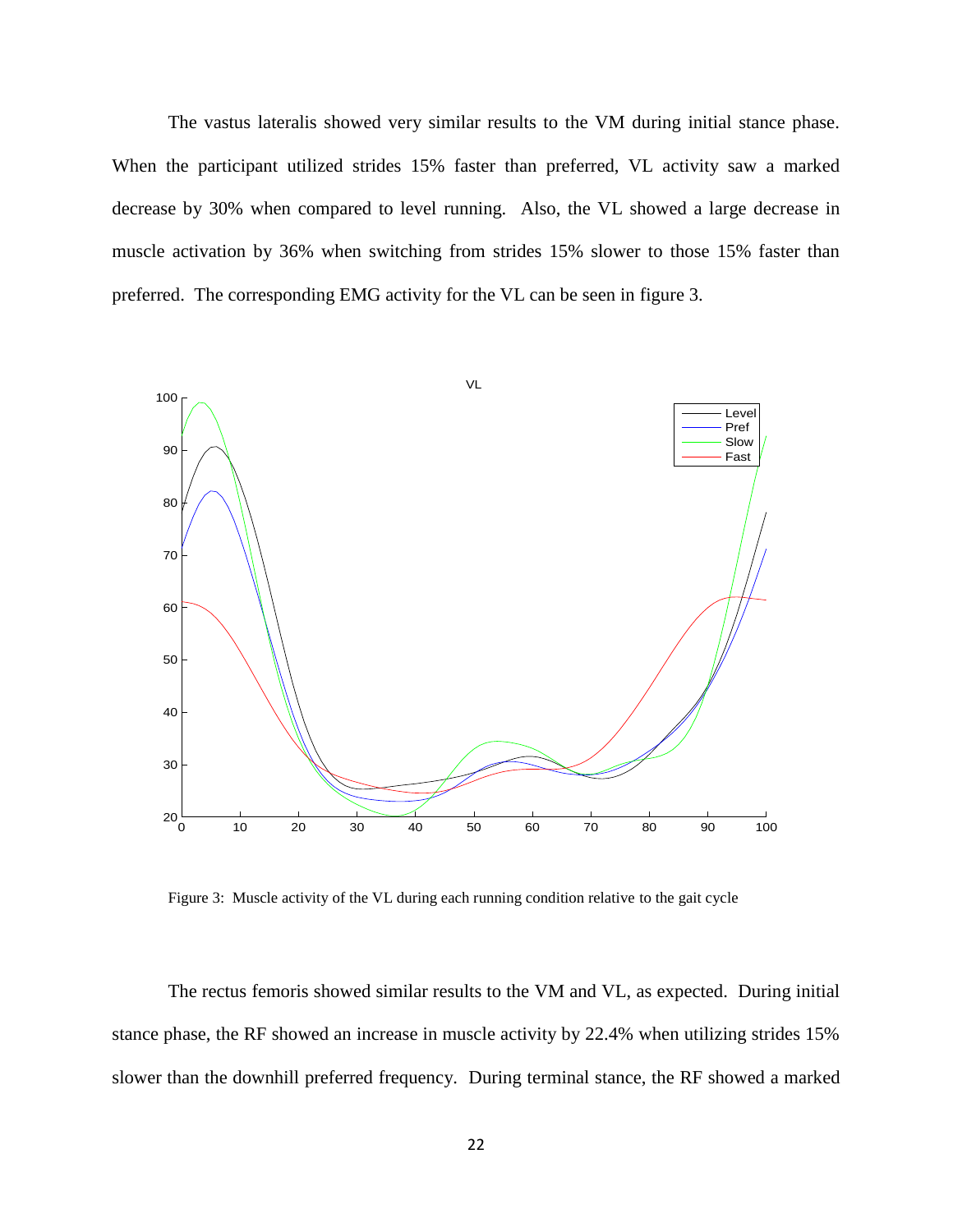The vastus lateralis showed very similar results to the VM during initial stance phase. When the participant utilized strides 15% faster than preferred, VL activity saw a marked decrease by 30% when compared to level running. Also, the VL showed a large decrease in muscle activation by 36% when switching from strides 15% slower to those 15% faster than preferred. The corresponding EMG activity for the VL can be seen in figure 3.

Figure 3: Muscle activity of the VL during each running condition relative to the gait cycle

The rectus femoris showed similar results to the VM and VL, as expected. During initial stance phase, the RF showed an increase in muscle activity by 22.4% when utilizing strides 15% slower than the downhill preferred frequency. During terminal stance, the RF showed a marked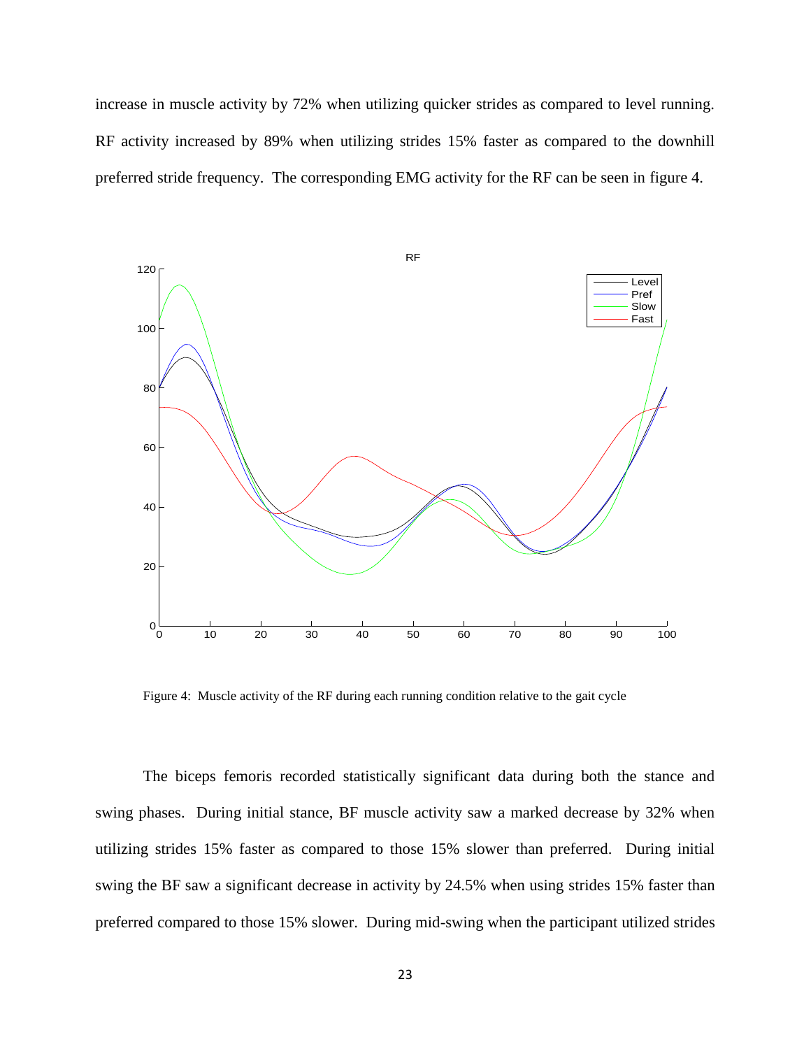increase in muscle activity by 72% when utilizing quicker strides as compared to level running. RF activity increased by 89% when utilizing strides 15% faster as compared to the downhill preferred stride frequency. The corresponding EMG activity for the RF can be seen in figure 4.

Figure 4: Muscle activity of the RF during each running condition relative to the gait cycle

The biceps femoris recorded statistically significant data during both the stance and swing phases. During initial stance, BF muscle activity saw a marked decrease by 32% when utilizing strides 15% faster as compared to those 15% slower than preferred. During initial swing the BF saw a significant decrease in activity by 24.5% when using strides 15% faster than preferred compared to those 15% slower. During mid-swing when the participant utilized strides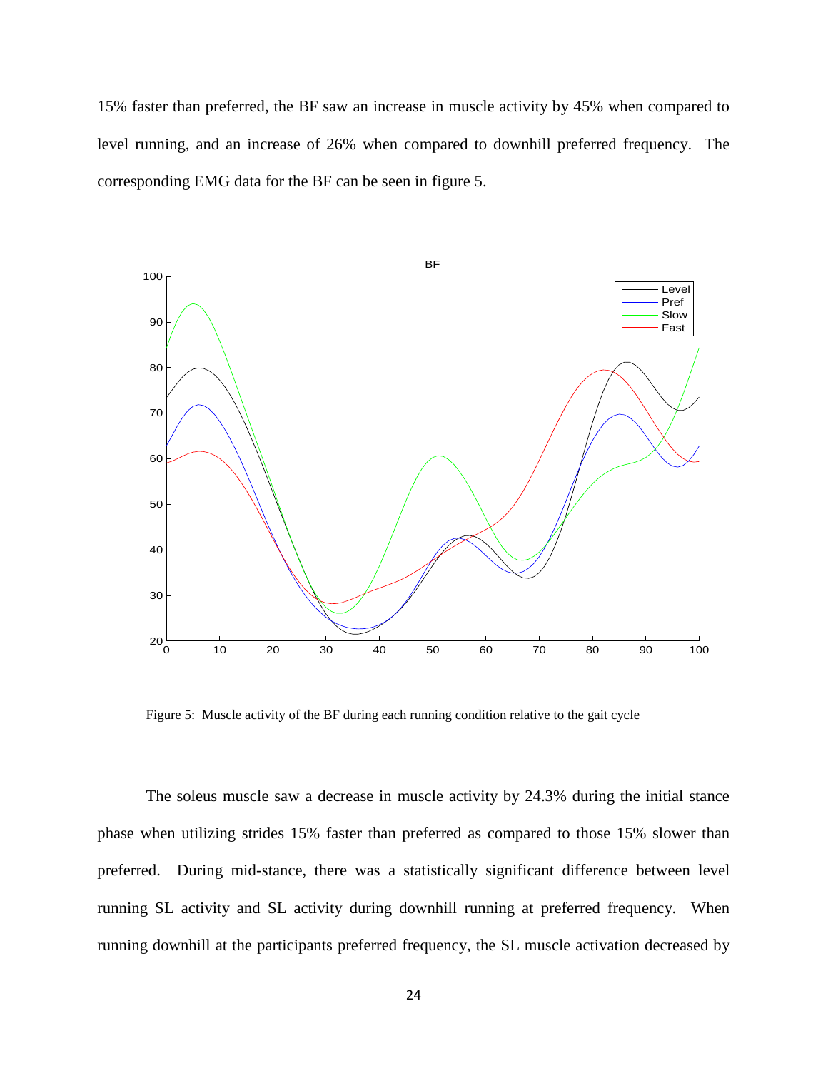15% faster than preferred, the BF saw an increase in muscle activity by 45% when compared to level running, and an increase of 26% when compared to downhill preferred frequency. The corresponding EMG data for the BF can be seen in figure 5.

Figure 5: Muscle activity of the BF during each running condition relative to the gait cycle

The soleus muscle saw a decrease in muscle activity by 24.3% during the initial stance phase when utilizing strides 15% faster than preferred as compared to those 15% slower than preferred. During mid-stance, there was a statistically significant difference between level running SL activity and SL activity during downhill running at preferred frequency. When running downhill at the participants preferred frequency, the SL muscle activation decreased by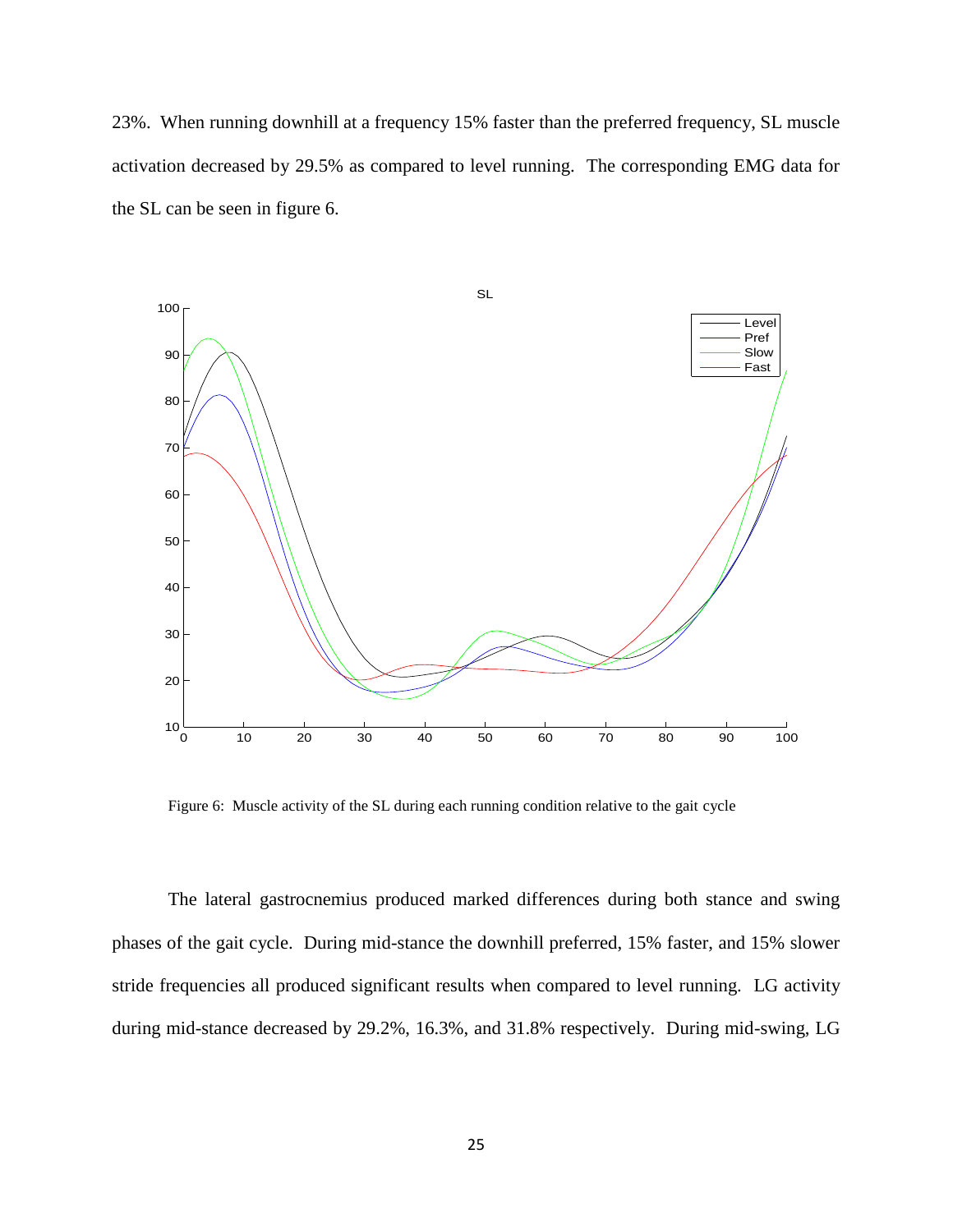23%. When running downhill at a frequency 15% faster than the preferred frequency, SL muscle activation decreased by 29.5% as compared to level running. The corresponding EMG data for the SL can be seen in figure 6.

Figure 6: Muscle activity of the SL during each running condition relative to the gait cycle

The lateral gastrocnemius produced marked differences during both stance and swing phases of the gait cycle. During mid-stance the downhill preferred, 15% faster, and 15% slower stride frequencies all produced significant results when compared to level running. LG activity during mid-stance decreased by 29.2%, 16.3%, and 31.8% respectively. During mid-swing, LG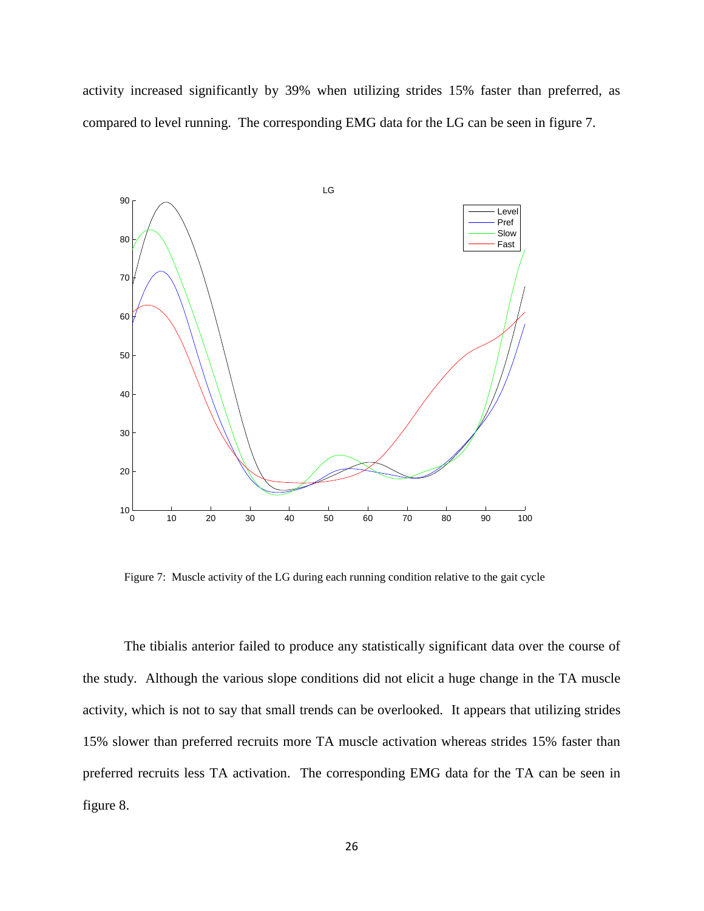activity increased significantly by 39% when utilizing strides 15% faster than preferred, as compared to level running. The corresponding EMG data for the LG can be seen in figure 7.

Figure 7: Muscle activity of the LG during each running condition relative to the gait cycle

The tibialis anterior failed to produce any statistically significant data over the course of the study. Although the various slope conditions did not elicit a huge change in the TA muscle activity, which is not to say that small trends can be overlooked. It appears that utilizing strides 15% slower than preferred recruits more TA muscle activation whereas strides 15% faster than preferred recruits less TA activation. The corresponding EMG data for the TA can be seen in figure 8.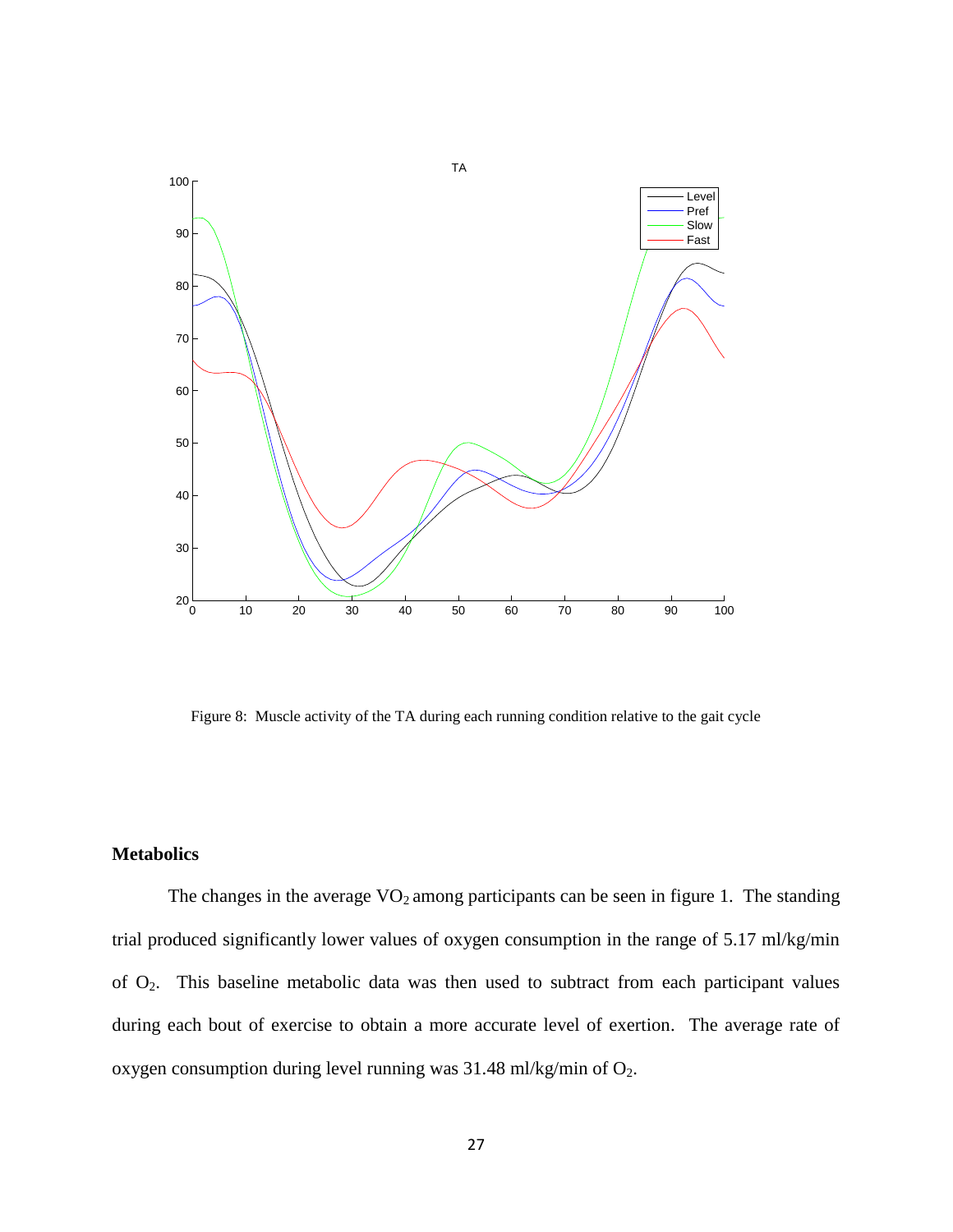Figure 8: Muscle activity of the TA during each running condition relative to the gait cycle

## Metabolics

The changes in the average $VO_2$ among participants can be seen in figure 1. The standing trial produced significantly lower values of oxygen consumption in the range of 5.17 ml/kg/min of $O_2$. This baseline metabolic data was then used to subtract from each participant values during each bout of exercise to obtain a more accurate level of exertion. The average rate of oxygen consumption during level running was 31.48 ml/kg/min of $O_2$.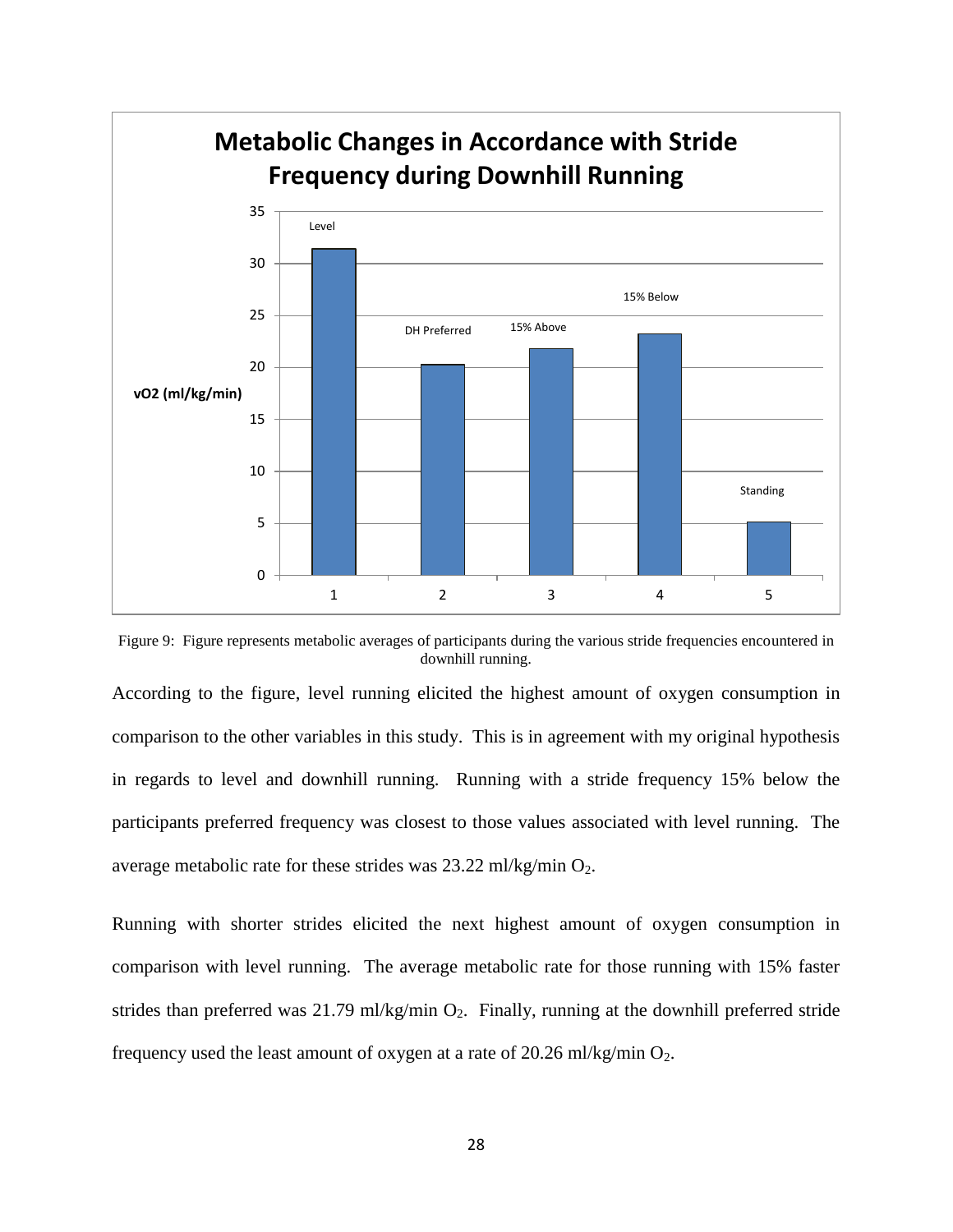Figure 9: Figure represents metabolic averages of participants during the various stride frequencies encountered in downhill running.

According to the figure, level running elicited the highest amount of oxygen consumption in comparison to the other variables in this study. This is in agreement with my original hypothesis in regards to level and downhill running. Running with a stride frequency 15% below the participants preferred frequency was closest to those values associated with level running. The average metabolic rate for these strides was 23.22 ml/kg/min $O_2$.

Running with shorter strides elicited the next highest amount of oxygen consumption in comparison with level running. The average metabolic rate for those running with 15% faster strides than preferred was 21.79 ml/kg/min $O_2$. Finally, running at the downhill preferred stride frequency used the least amount of oxygen at a rate of 20.26 ml/kg/min $O_2$.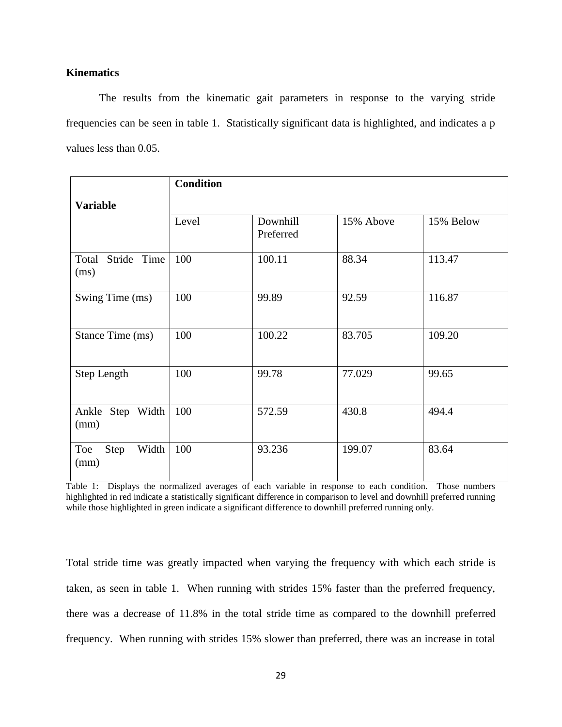**Kinematics**

The results from the kinematic gait parameters in response to the varying stride frequencies can be seen in table 1. Statistically significant data is highlighted, and indicates a p values less than 0.05.

| Variable | Condition | | | |
|---|---|---|---|---|
| | Level | Downhill Preferred | 15% Above | 15% Below |
| Total Stride Time (ms) | 100 | 100.11 | 88.34 | 113.47 |
| Swing Time (ms) | 100 | 99.89 | 92.59 | 116.87 |
| Stance Time (ms) | 100 | 100.22 | 83.705 | 109.20 |
| Step Length | 100 | 99.78 | 77.029 | 99.65 |
| Ankle Step Width (mm) | 100 | 572.59 | 430.8 | 494.4 |
| Toe Step Width (mm) | 100 | 93.236 | 199.07 | 83.64 |

Table 1: Displays the normalized averages of each variable in response to each condition. Those numbers highlighted in red indicate a statistically significant difference in comparison to level and downhill preferred running while those highlighted in green indicate a significant difference to downhill preferred running only.

Total stride time was greatly impacted when varying the frequency with which each stride is taken, as seen in table 1. When running with strides 15% faster than the preferred frequency, there was a decrease of 11.8% in the total stride time as compared to the downhill preferred frequency. When running with strides 15% slower than preferred, there was an increase in total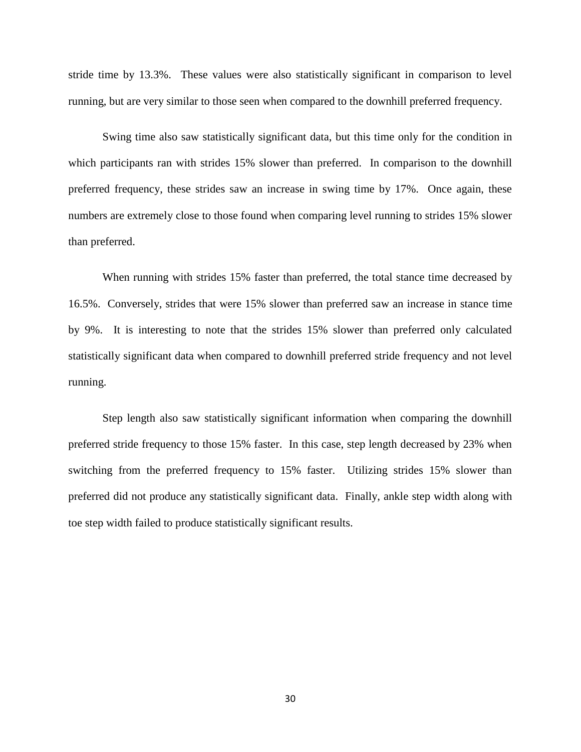stride time by 13.3%. These values were also statistically significant in comparison to level running, but are very similar to those seen when compared to the downhill preferred frequency.

Swing time also saw statistically significant data, but this time only for the condition in which participants ran with strides 15% slower than preferred. In comparison to the downhill preferred frequency, these strides saw an increase in swing time by 17%. Once again, these numbers are extremely close to those found when comparing level running to strides 15% slower than preferred.

When running with strides 15% faster than preferred, the total stance time decreased by 16.5%. Conversely, strides that were 15% slower than preferred saw an increase in stance time by 9%. It is interesting to note that the strides 15% slower than preferred only calculated statistically significant data when compared to downhill preferred stride frequency and not level running.

Step length also saw statistically significant information when comparing the downhill preferred stride frequency to those 15% faster. In this case, step length decreased by 23% when switching from the preferred frequency to 15% faster. Utilizing strides 15% slower than preferred did not produce any statistically significant data. Finally, ankle step width along with toe step width failed to produce statistically significant results.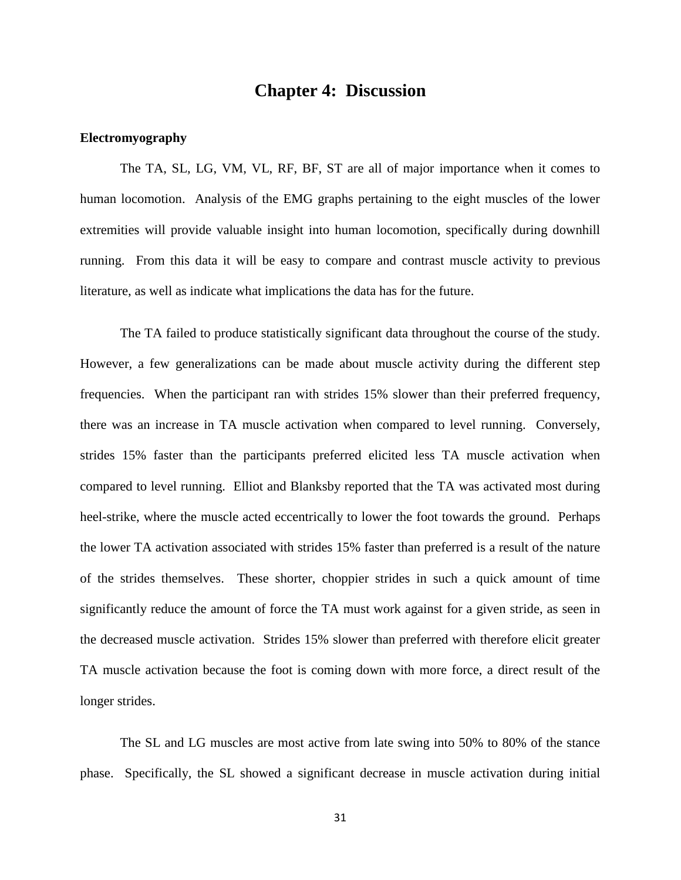# Chapter 4: Discussion

**Electromyography**

The TA, SL, LG, VM, VL, RF, BF, ST are all of major importance when it comes to human locomotion. Analysis of the EMG graphs pertaining to the eight muscles of the lower extremities will provide valuable insight into human locomotion, specifically during downhill running. From this data it will be easy to compare and contrast muscle activity to previous literature, as well as indicate what implications the data has for the future.

The TA failed to produce statistically significant data throughout the course of the study. However, a few generalizations can be made about muscle activity during the different step frequencies. When the participant ran with strides 15% slower than their preferred frequency, there was an increase in TA muscle activation when compared to level running. Conversely, strides 15% faster than the participants preferred elicited less TA muscle activation when compared to level running. Elliot and Blanksby reported that the TA was activated most during heel-strike, where the muscle acted eccentrically to lower the foot towards the ground. Perhaps the lower TA activation associated with strides 15% faster than preferred is a result of the nature of the strides themselves. These shorter, choppier strides in such a quick amount of time significantly reduce the amount of force the TA must work against for a given stride, as seen in the decreased muscle activation. Strides 15% slower than preferred with therefore elicit greater TA muscle activation because the foot is coming down with more force, a direct result of the longer strides.

The SL and LG muscles are most active from late swing into 50% to 80% of the stance phase. Specifically, the SL showed a significant decrease in muscle activation during initial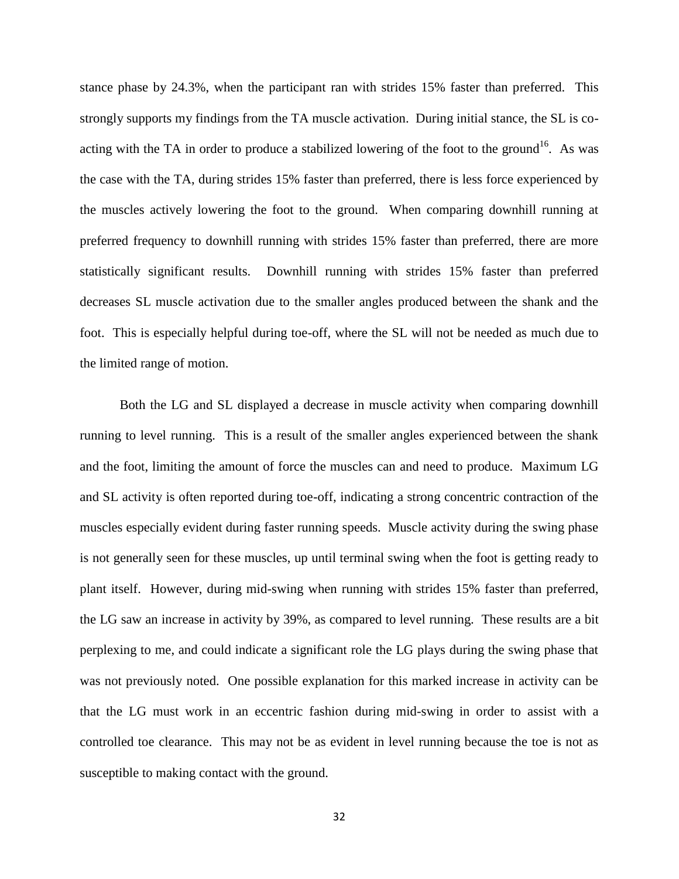stance phase by 24.3%, when the participant ran with strides 15% faster than preferred. This strongly supports my findings from the TA muscle activation. During initial stance, the SL is co-acting with the TA in order to produce a stabilized lowering of the foot to the ground[16]. As was the case with the TA, during strides 15% faster than preferred, there is less force experienced by the muscles actively lowering the foot to the ground. When comparing downhill running at preferred frequency to downhill running with strides 15% faster than preferred, there are more statistically significant results. Downhill running with strides 15% faster than preferred decreases SL muscle activation due to the smaller angles produced between the shank and the foot. This is especially helpful during toe-off, where the SL will not be needed as much due to the limited range of motion.

Both the LG and SL displayed a decrease in muscle activity when comparing downhill running to level running. This is a result of the smaller angles experienced between the shank and the foot, limiting the amount of force the muscles can and need to produce. Maximum LG and SL activity is often reported during toe-off, indicating a strong concentric contraction of the muscles especially evident during faster running speeds. Muscle activity during the swing phase is not generally seen for these muscles, up until terminal swing when the foot is getting ready to plant itself. However, during mid-swing when running with strides 15% faster than preferred, the LG saw an increase in activity by 39%, as compared to level running. These results are a bit perplexing to me, and could indicate a significant role the LG plays during the swing phase that was not previously noted. One possible explanation for this marked increase in activity can be that the LG must work in an eccentric fashion during mid-swing in order to assist with a controlled toe clearance. This may not be as evident in level running because the toe is not as susceptible to making contact with the ground.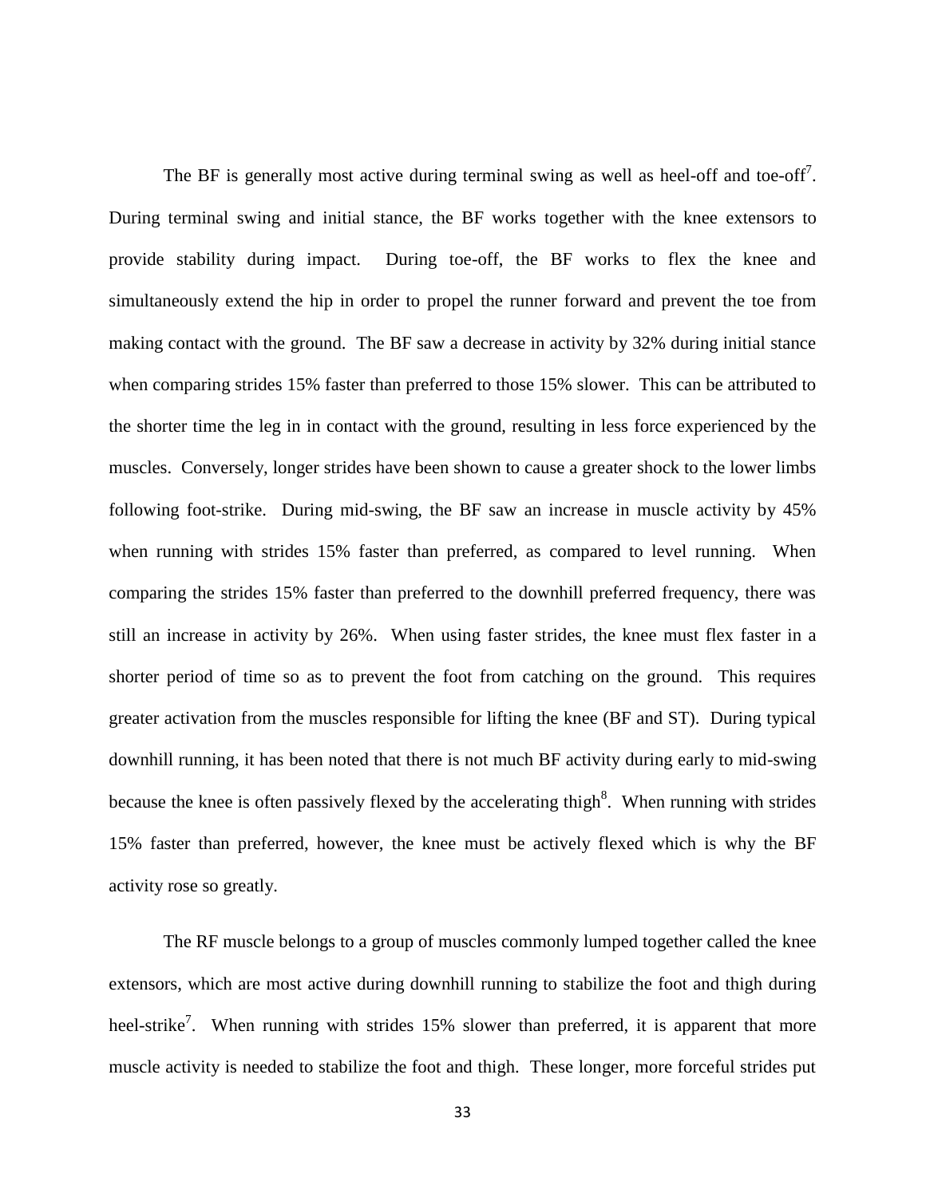The BF is generally most active during terminal swing as well as heel-off and toe-off[7]. During terminal swing and initial stance, the BF works together with the knee extensors to provide stability during impact. During toe-off, the BF works to flex the knee and simultaneously extend the hip in order to propel the runner forward and prevent the toe from making contact with the ground. The BF saw a decrease in activity by 32% during initial stance when comparing strides 15% faster than preferred to those 15% slower. This can be attributed to the shorter time the leg in in contact with the ground, resulting in less force experienced by the muscles. Conversely, longer strides have been shown to cause a greater shock to the lower limbs following foot-strike. During mid-swing, the BF saw an increase in muscle activity by 45% when running with strides 15% faster than preferred, as compared to level running. When comparing the strides 15% faster than preferred to the downhill preferred frequency, there was still an increase in activity by 26%. When using faster strides, the knee must flex faster in a shorter period of time so as to prevent the foot from catching on the ground. This requires greater activation from the muscles responsible for lifting the knee (BF and ST). During typical downhill running, it has been noted that there is not much BF activity during early to mid-swing because the knee is often passively flexed by the accelerating thigh[8]. When running with strides 15% faster than preferred, however, the knee must be actively flexed which is why the BF activity rose so greatly.

The RF muscle belongs to a group of muscles commonly lumped together called the knee extensors, which are most active during downhill running to stabilize the foot and thigh during heel-strike[7]. When running with strides 15% slower than preferred, it is apparent that more muscle activity is needed to stabilize the foot and thigh. These longer, more forceful strides put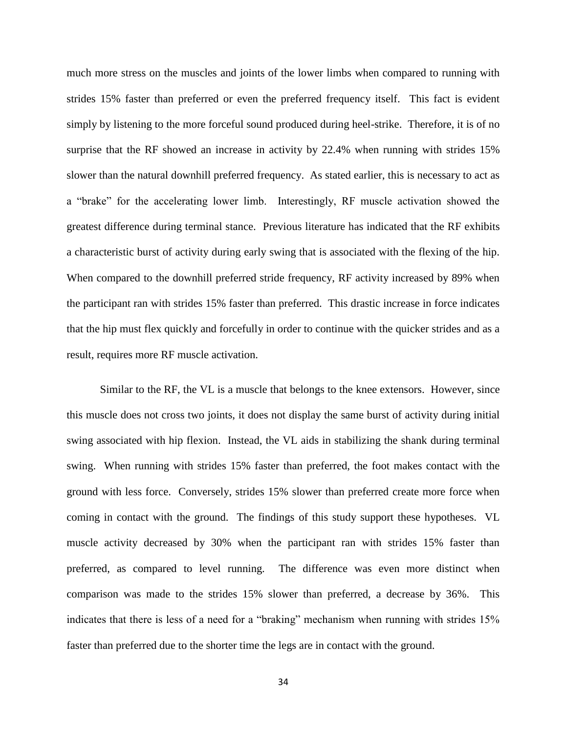much more stress on the muscles and joints of the lower limbs when compared to running with strides 15% faster than preferred or even the preferred frequency itself. This fact is evident simply by listening to the more forceful sound produced during heel-strike. Therefore, it is of no surprise that the RF showed an increase in activity by 22.4% when running with strides 15% slower than the natural downhill preferred frequency. As stated earlier, this is necessary to act as a "brake" for the accelerating lower limb. Interestingly, RF muscle activation showed the greatest difference during terminal stance. Previous literature has indicated that the RF exhibits a characteristic burst of activity during early swing that is associated with the flexing of the hip. When compared to the downhill preferred stride frequency, RF activity increased by 89% when the participant ran with strides 15% faster than preferred. This drastic increase in force indicates that the hip must flex quickly and forcefully in order to continue with the quicker strides and as a result, requires more RF muscle activation.

Similar to the RF, the VL is a muscle that belongs to the knee extensors. However, since this muscle does not cross two joints, it does not display the same burst of activity during initial swing associated with hip flexion. Instead, the VL aids in stabilizing the shank during terminal swing. When running with strides 15% faster than preferred, the foot makes contact with the ground with less force. Conversely, strides 15% slower than preferred create more force when coming in contact with the ground. The findings of this study support these hypotheses. VL muscle activity decreased by 30% when the participant ran with strides 15% faster than preferred, as compared to level running. The difference was even more distinct when comparison was made to the strides 15% slower than preferred, a decrease by 36%. This indicates that there is less of a need for a "braking" mechanism when running with strides 15% faster than preferred due to the shorter time the legs are in contact with the ground.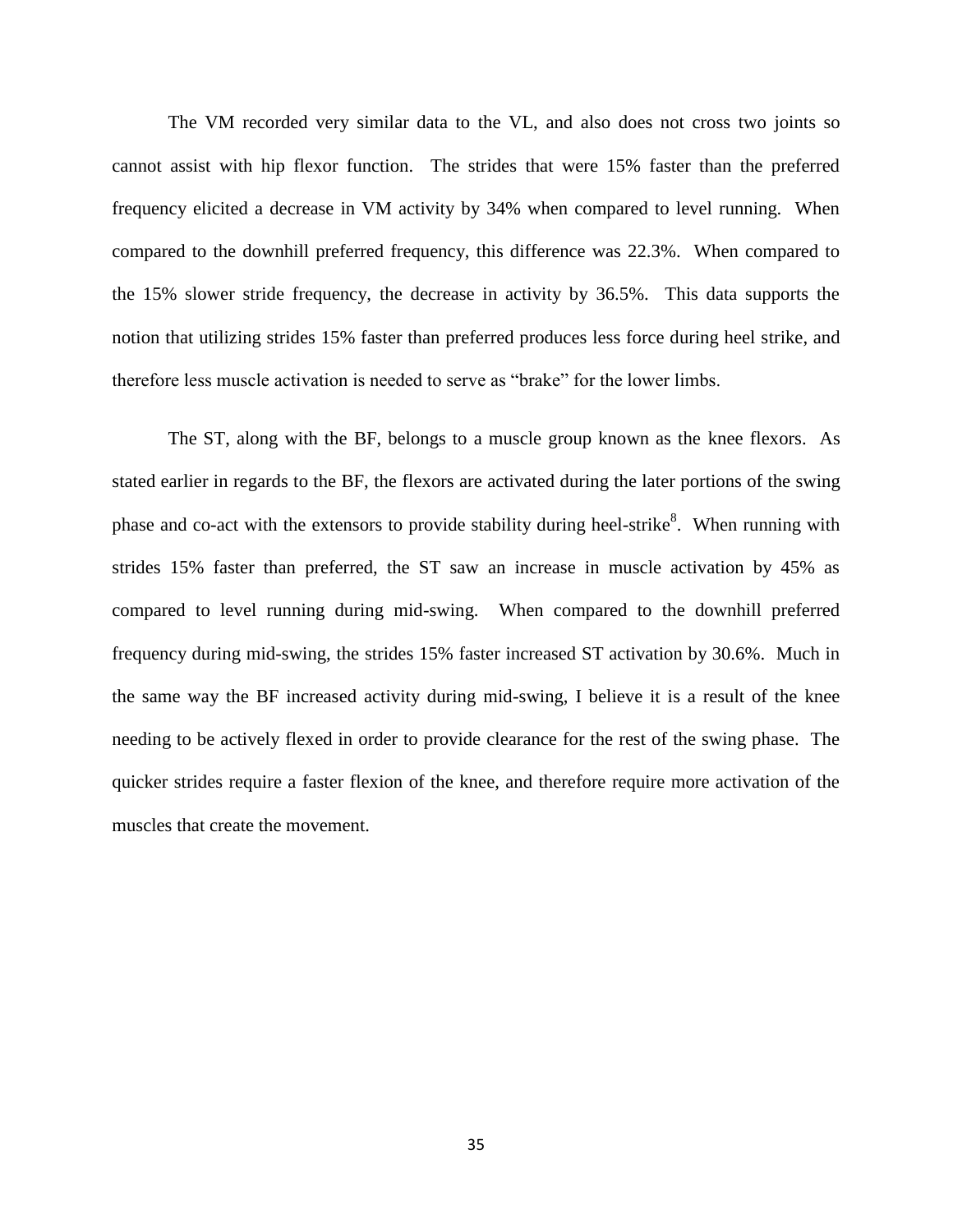The VM recorded very similar data to the VL, and also does not cross two joints so cannot assist with hip flexor function. The strides that were 15% faster than the preferred frequency elicited a decrease in VM activity by 34% when compared to level running. When compared to the downhill preferred frequency, this difference was 22.3%. When compared to the 15% slower stride frequency, the decrease in activity by 36.5%. This data supports the notion that utilizing strides 15% faster than preferred produces less force during heel strike, and therefore less muscle activation is needed to serve as "brake" for the lower limbs.

The ST, along with the BF, belongs to a muscle group known as the knee flexors. As stated earlier in regards to the BF, the flexors are activated during the later portions of the swing phase and co-act with the extensors to provide stability during heel-strike[8]. When running with strides 15% faster than preferred, the ST saw an increase in muscle activation by 45% as compared to level running during mid-swing. When compared to the downhill preferred frequency during mid-swing, the strides 15% faster increased ST activation by 30.6%. Much in the same way the BF increased activity during mid-swing, I believe it is a result of the knee needing to be actively flexed in order to provide clearance for the rest of the swing phase. The quicker strides require a faster flexion of the knee, and therefore require more activation of the muscles that create the movement.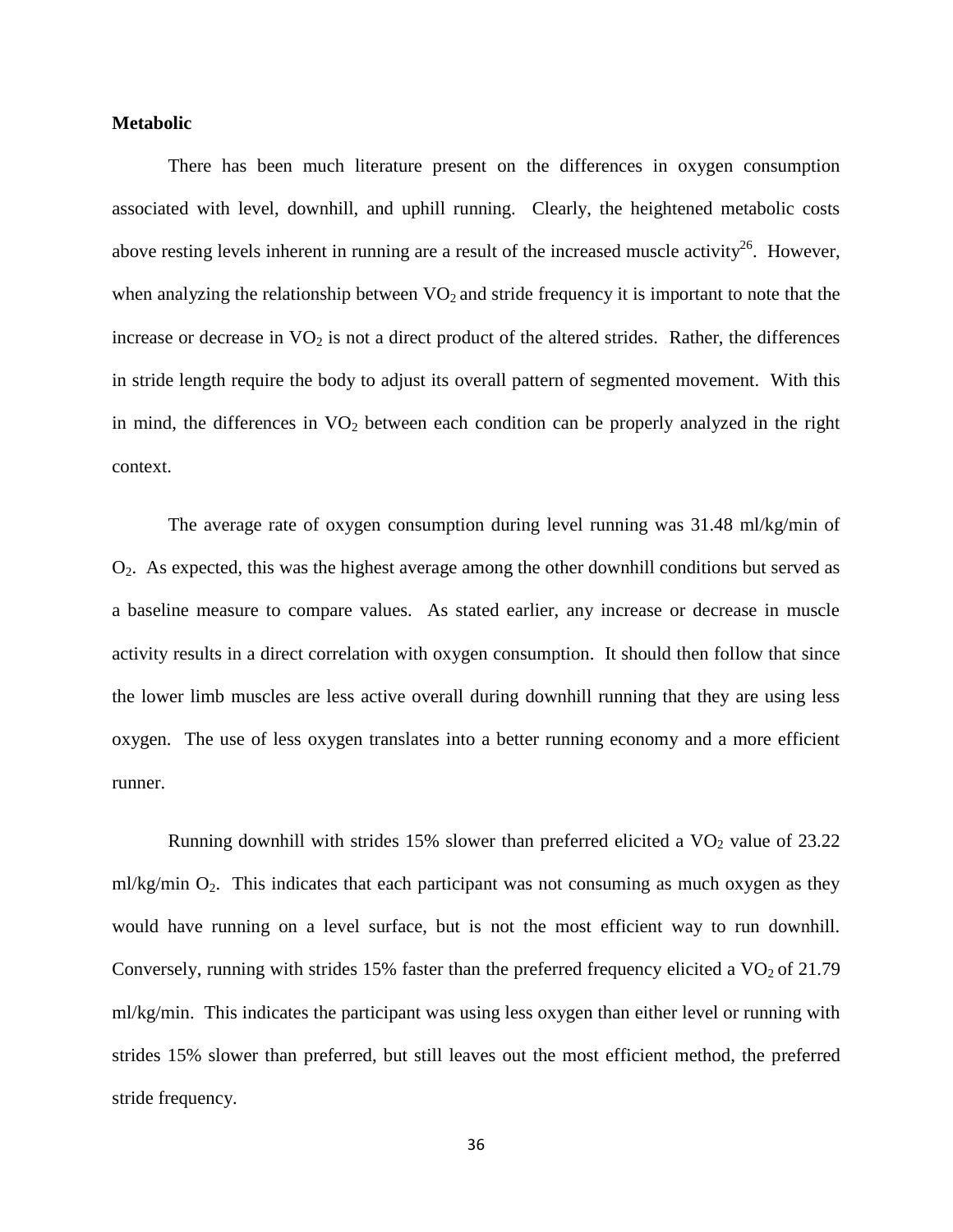**Metabolic**

There has been much literature present on the differences in oxygen consumption associated with level, downhill, and uphill running. Clearly, the heightened metabolic costs above resting levels inherent in running are a result of the increased muscle activity[26]. However, when analyzing the relationship between $VO_2$ and stride frequency it is important to note that the increase or decrease in $VO_2$ is not a direct product of the altered strides. Rather, the differences in stride length require the body to adjust its overall pattern of segmented movement. With this in mind, the differences in $VO_2$ between each condition can be properly analyzed in the right context.

The average rate of oxygen consumption during level running was 31.48 ml/kg/min of $O_2$. As expected, this was the highest average among the other downhill conditions but served as a baseline measure to compare values. As stated earlier, any increase or decrease in muscle activity results in a direct correlation with oxygen consumption. It should then follow that since the lower limb muscles are less active overall during downhill running that they are using less oxygen. The use of less oxygen translates into a better running economy and a more efficient runner.

Running downhill with strides 15% slower than preferred elicited a $VO_2$ value of 23.22 ml/kg/min $O_2$. This indicates that each participant was not consuming as much oxygen as they would have running on a level surface, but is not the most efficient way to run downhill. Conversely, running with strides 15% faster than the preferred frequency elicited a $VO_2$ of 21.79 ml/kg/min. This indicates the participant was using less oxygen than either level or running with strides 15% slower than preferred, but still leaves out the most efficient method, the preferred stride frequency.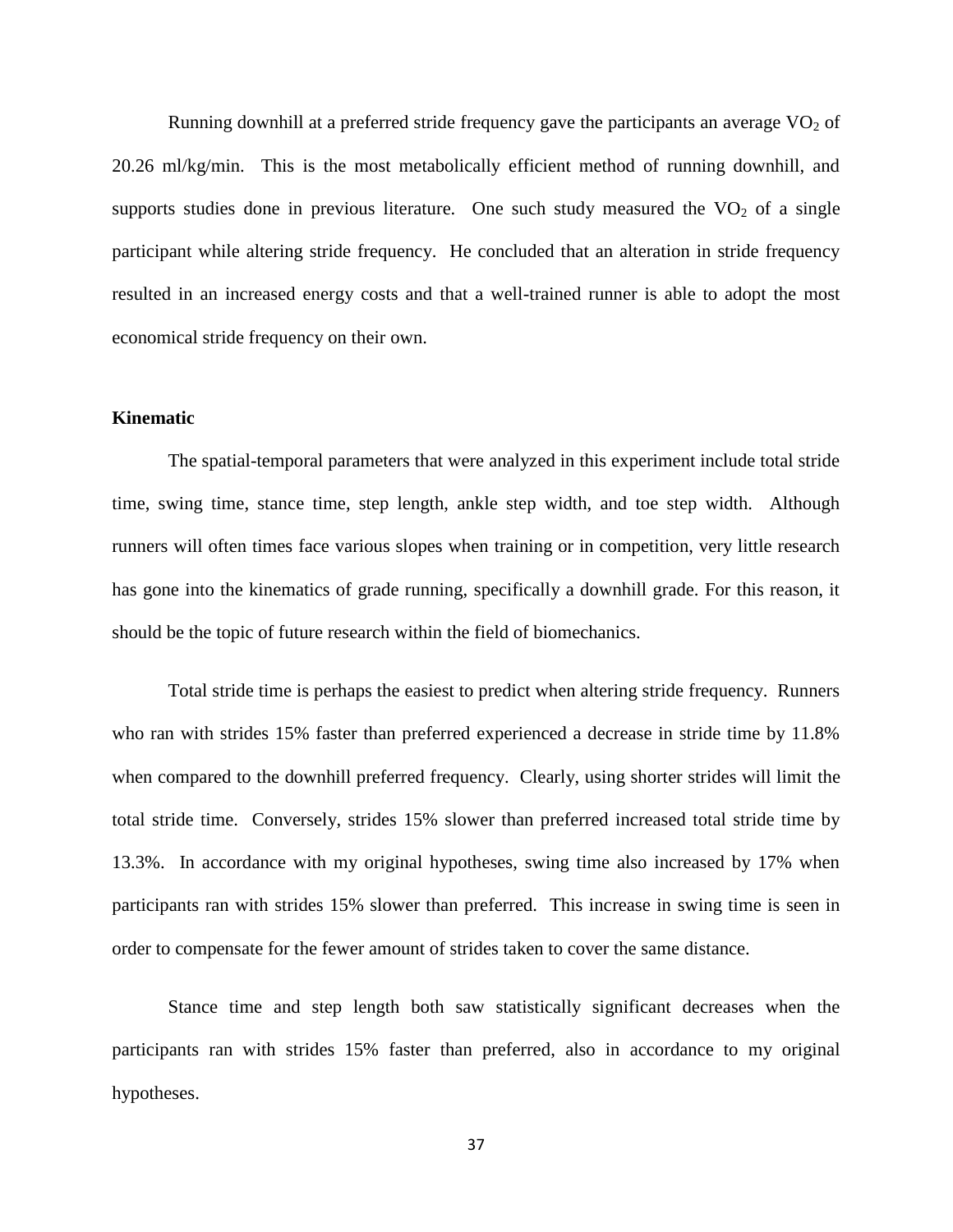Running downhill at a preferred stride frequency gave the participants an average $VO_2$ of 20.26 ml/kg/min. This is the most metabolically efficient method of running downhill, and supports studies done in previous literature. One such study measured the $VO_2$ of a single participant while altering stride frequency. He concluded that an alteration in stride frequency resulted in an increased energy costs and that a well-trained runner is able to adopt the most economical stride frequency on their own.

**Kinematic**

The spatial-temporal parameters that were analyzed in this experiment include total stride time, swing time, stance time, step length, ankle step width, and toe step width. Although runners will often times face various slopes when training or in competition, very little research has gone into the kinematics of grade running, specifically a downhill grade. For this reason, it should be the topic of future research within the field of biomechanics.

Total stride time is perhaps the easiest to predict when altering stride frequency. Runners who ran with strides 15% faster than preferred experienced a decrease in stride time by 11.8% when compared to the downhill preferred frequency. Clearly, using shorter strides will limit the total stride time. Conversely, strides 15% slower than preferred increased total stride time by 13.3%. In accordance with my original hypotheses, swing time also increased by 17% when participants ran with strides 15% slower than preferred. This increase in swing time is seen in order to compensate for the fewer amount of strides taken to cover the same distance.

Stance time and step length both saw statistically significant decreases when the participants ran with strides 15% faster than preferred, also in accordance to my original hypotheses.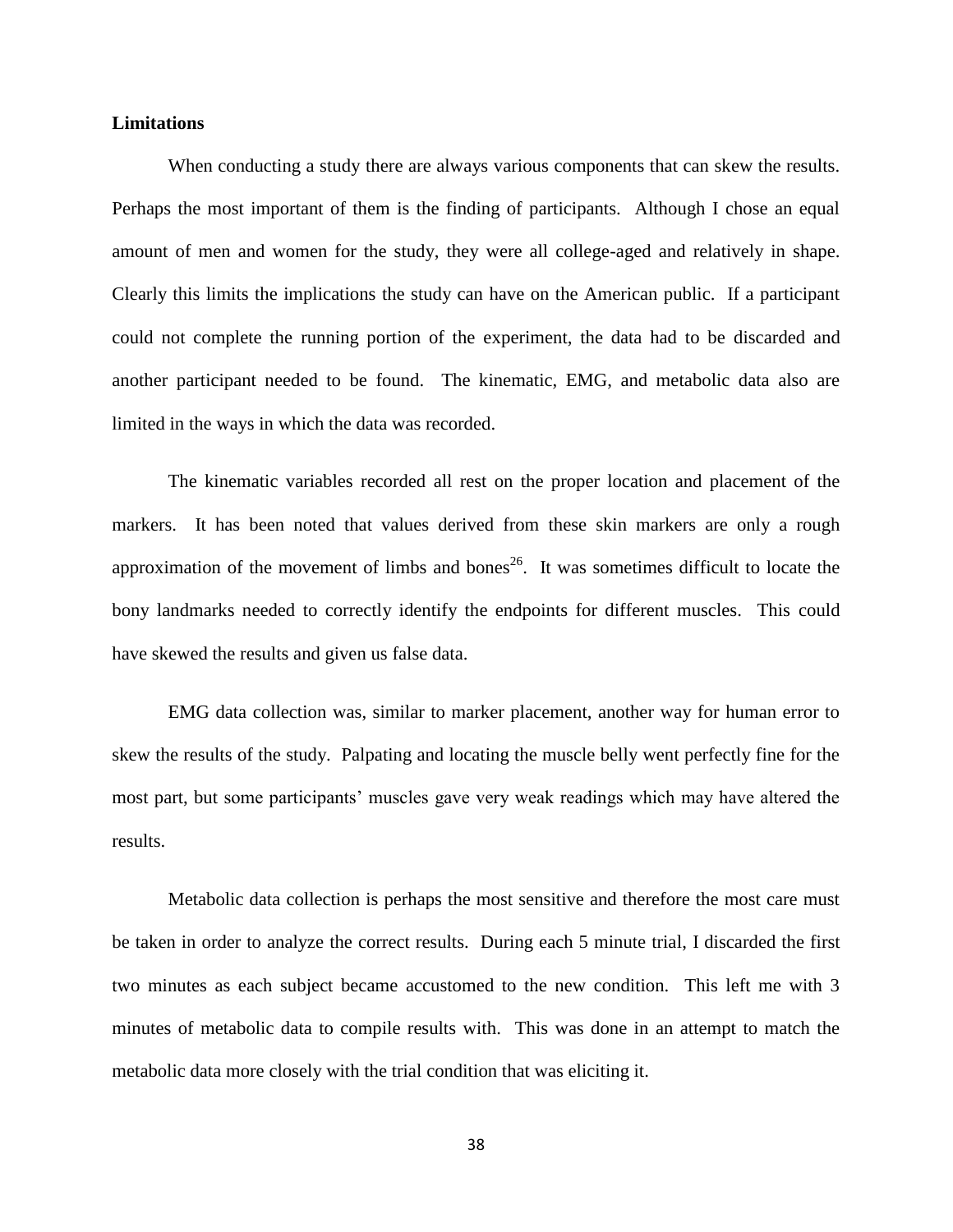**Limitations**

When conducting a study there are always various components that can skew the results. Perhaps the most important of them is the finding of participants. Although I chose an equal amount of men and women for the study, they were all college-aged and relatively in shape. Clearly this limits the implications the study can have on the American public. If a participant could not complete the running portion of the experiment, the data had to be discarded and another participant needed to be found. The kinematic, EMG, and metabolic data also are limited in the ways in which the data was recorded.

The kinematic variables recorded all rest on the proper location and placement of the markers. It has been noted that values derived from these skin markers are only a rough approximation of the movement of limbs and bones[26]. It was sometimes difficult to locate the bony landmarks needed to correctly identify the endpoints for different muscles. This could have skewed the results and given us false data.

EMG data collection was, similar to marker placement, another way for human error to skew the results of the study. Palpating and locating the muscle belly went perfectly fine for the most part, but some participants' muscles gave very weak readings which may have altered the results.

Metabolic data collection is perhaps the most sensitive and therefore the most care must be taken in order to analyze the correct results. During each 5 minute trial, I discarded the first two minutes as each subject became accustomed to the new condition. This left me with 3 minutes of metabolic data to compile results with. This was done in an attempt to match the metabolic data more closely with the trial condition that was eliciting it.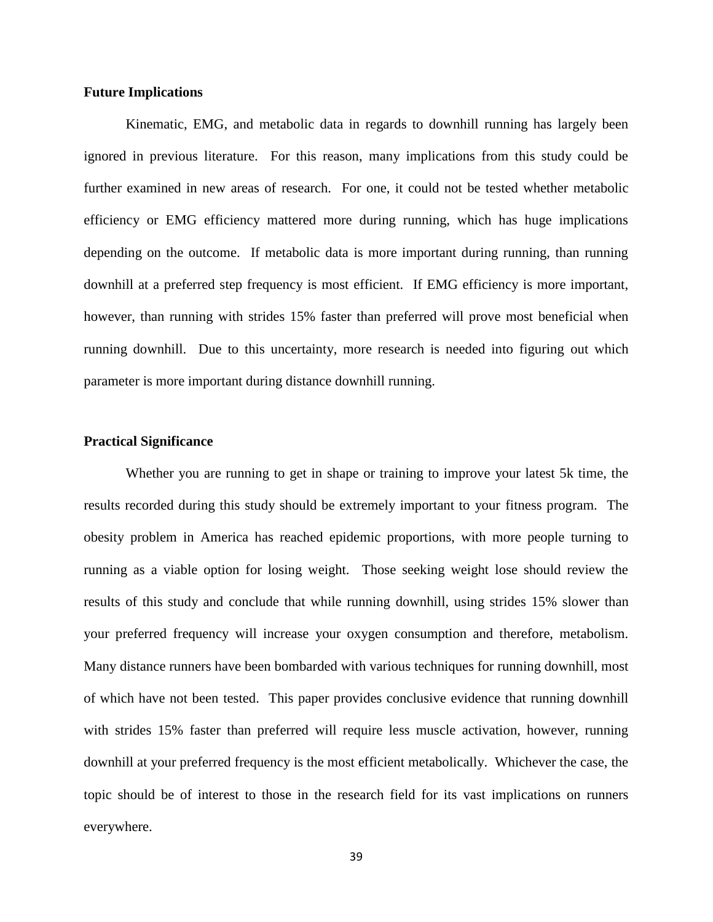**Future Implications**

Kinematic, EMG, and metabolic data in regards to downhill running has largely been ignored in previous literature. For this reason, many implications from this study could be further examined in new areas of research. For one, it could not be tested whether metabolic efficiency or EMG efficiency mattered more during running, which has huge implications depending on the outcome. If metabolic data is more important during running, than running downhill at a preferred step frequency is most efficient. If EMG efficiency is more important, however, than running with strides 15% faster than preferred will prove most beneficial when running downhill. Due to this uncertainty, more research is needed into figuring out which parameter is more important during distance downhill running.

**Practical Significance**

Whether you are running to get in shape or training to improve your latest 5k time, the results recorded during this study should be extremely important to your fitness program. The obesity problem in America has reached epidemic proportions, with more people turning to running as a viable option for losing weight. Those seeking weight lose should review the results of this study and conclude that while running downhill, using strides 15% slower than your preferred frequency will increase your oxygen consumption and therefore, metabolism. Many distance runners have been bombarded with various techniques for running downhill, most of which have not been tested. This paper provides conclusive evidence that running downhill with strides 15% faster than preferred will require less muscle activation, however, running downhill at your preferred frequency is the most efficient metabolically. Whichever the case, the topic should be of interest to those in the research field for its vast implications on runners everywhere.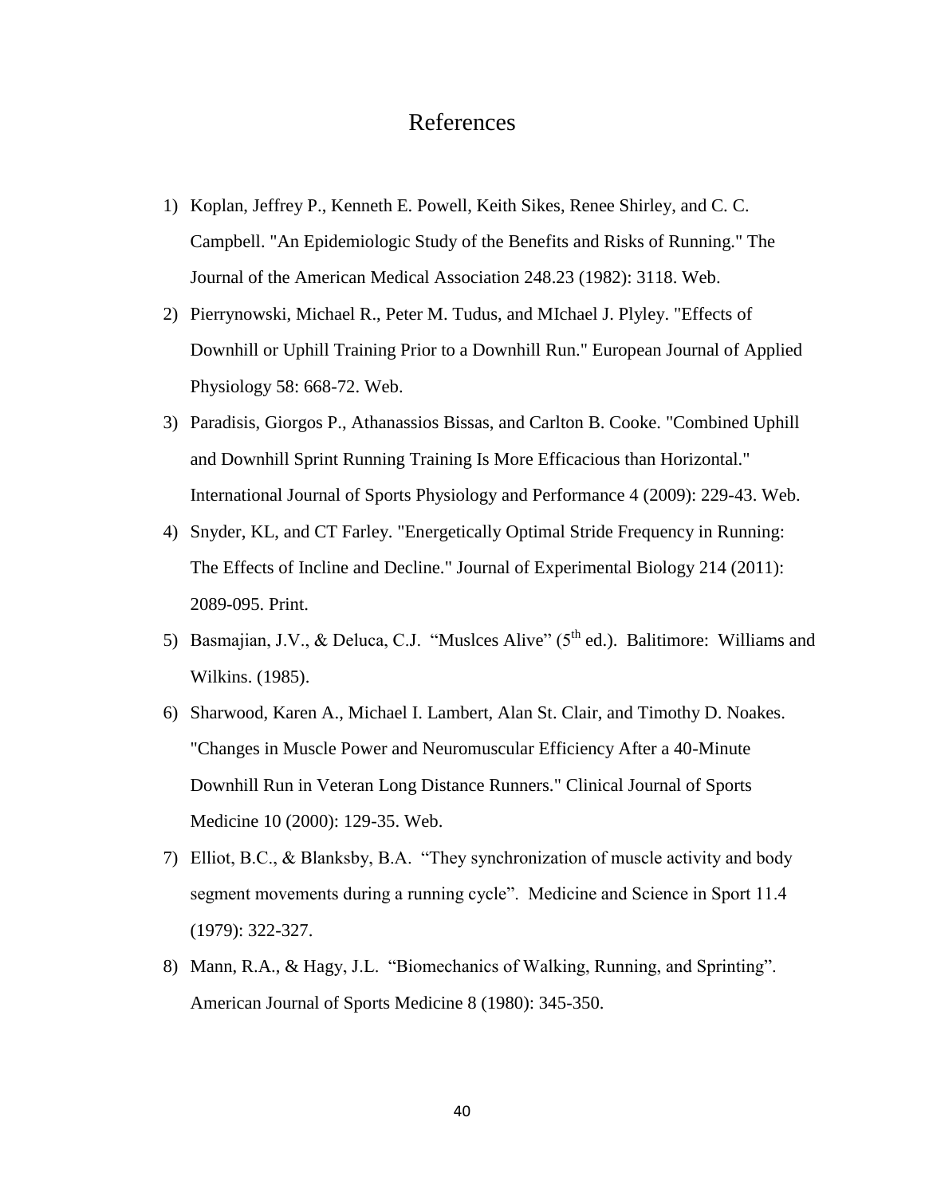# References

1) Koplan, Jeffrey P., Kenneth E. Powell, Keith Sikes, Renee Shirley, and C. C. Campbell. "An Epidemiologic Study of the Benefits and Risks of Running." The Journal of the American Medical Association 248.23 (1982): 3118. Web.

2) Pierrynowski, Michael R., Peter M. Tudus, and MIchael J. Plyley. "Effects of Downhill or Uphill Training Prior to a Downhill Run." European Journal of Applied Physiology 58: 668-72. Web.

3) Paradisis, Giorgos P., Athanassios Bissas, and Carlton B. Cooke. "Combined Uphill and Downhill Sprint Running Training Is More Efficacious than Horizontal." International Journal of Sports Physiology and Performance 4 (2009): 229-43. Web.

4) Snyder, KL, and CT Farley. "Energetically Optimal Stride Frequency in Running: The Effects of Incline and Decline." Journal of Experimental Biology 214 (2011): 2089-095. Print.

5) Basmajian, J.V., & Deluca, C.J. "Muslces Alive" (5th ed.). Balitimore: Williams and Wilkins. (1985).

6) Sharwood, Karen A., Michael I. Lambert, Alan St. Clair, and Timothy D. Noakes. "Changes in Muscle Power and Neuromuscular Efficiency After a 40-Minute Downhill Run in Veteran Long Distance Runners." Clinical Journal of Sports Medicine 10 (2000): 129-35. Web.

7) Elliot, B.C., & Blanksby, B.A. "They synchronization of muscle activity and body segment movements during a running cycle". Medicine and Science in Sport 11.4 (1979): 322-327.

8) Mann, R.A., & Hagy, J.L. "Biomechanics of Walking, Running, and Sprinting". American Journal of Sports Medicine 8 (1980): 345-350.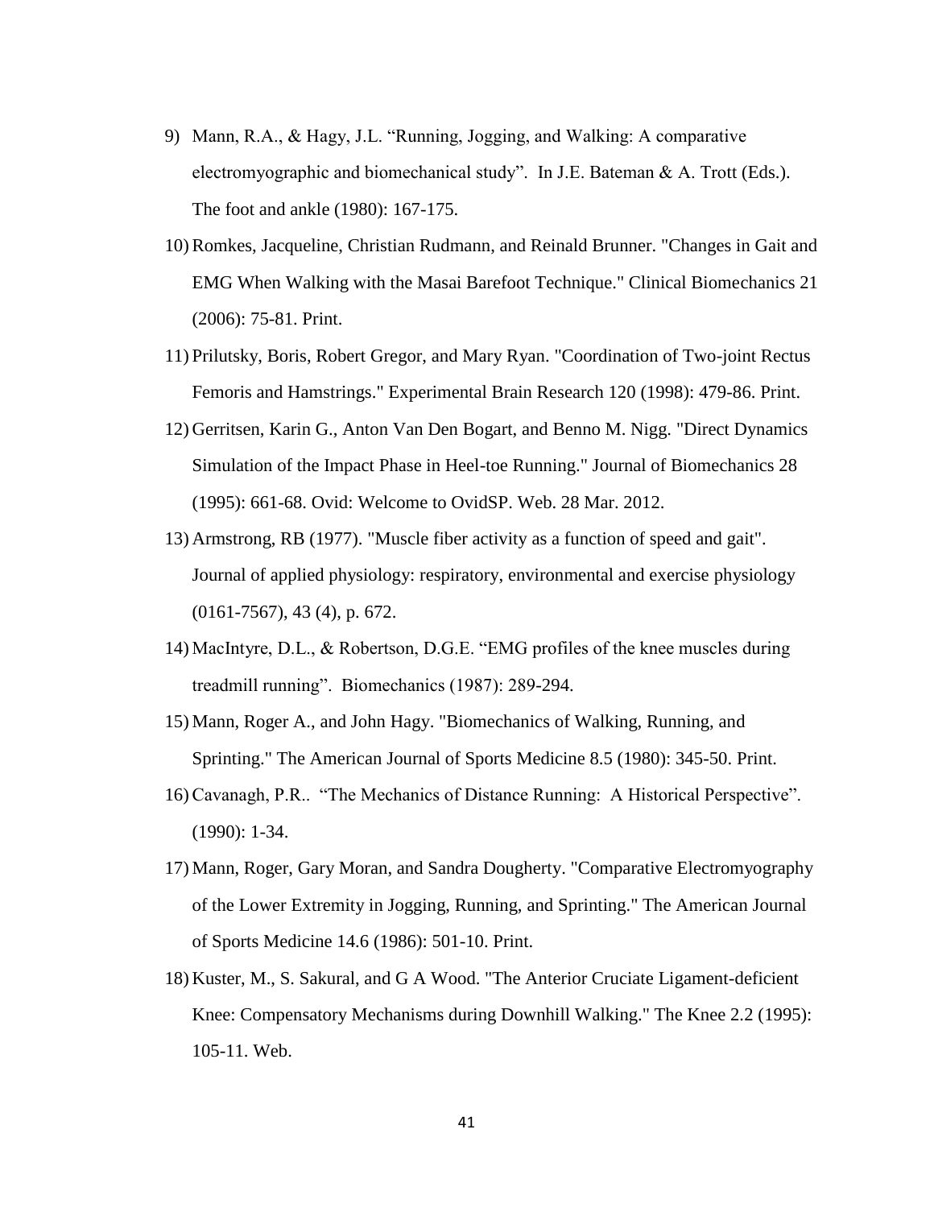9) Mann, R.A., & Hagy, J.L. “Running, Jogging, and Walking: A comparative electromyographic and biomechanical study”. In J.E. Bateman & A. Trott (Eds.). The foot and ankle (1980): 167-175.
10) Romkes, Jacqueline, Christian Rudmann, and Reinald Brunner. "Changes in Gait and EMG When Walking with the Masai Barefoot Technique." Clinical Biomechanics 21 (2006): 75-81. Print.
11) Prilutsky, Boris, Robert Gregor, and Mary Ryan. "Coordination of Two-joint Rectus Femoris and Hamstrings." Experimental Brain Research 120 (1998): 479-86. Print.
12) Gerritsen, Karin G., Anton Van Den Bogart, and Benno M. Nigg. "Direct Dynamics Simulation of the Impact Phase in Heel-toe Running." Journal of Biomechanics 28 (1995): 661-68. Ovid: Welcome to OvidSP. Web. 28 Mar. 2012.
13) Armstrong, RB (1977). "Muscle fiber activity as a function of speed and gait". Journal of applied physiology: respiratory, environmental and exercise physiology (0161-7567), 43 (4), p. 672.
14) MacIntyre, D.L., & Robertson, D.G.E. “EMG profiles of the knee muscles during treadmill running”. Biomechanics (1987): 289-294.
15) Mann, Roger A., and John Hagy. "Biomechanics of Walking, Running, and Sprinting." The American Journal of Sports Medicine 8.5 (1980): 345-50. Print.
16) Cavanagh, P.R.. “The Mechanics of Distance Running: A Historical Perspective”. (1990): 1-34.
17) Mann, Roger, Gary Moran, and Sandra Dougherty. "Comparative Electromyography of the Lower Extremity in Jogging, Running, and Sprinting." The American Journal of Sports Medicine 14.6 (1986): 501-10. Print.
18) Kuster, M., S. Sakural, and G A Wood. "The Anterior Cruciate Ligament-deficient Knee: Compensatory Mechanisms during Downhill Walking." The Knee 2.2 (1995): 105-11. Web.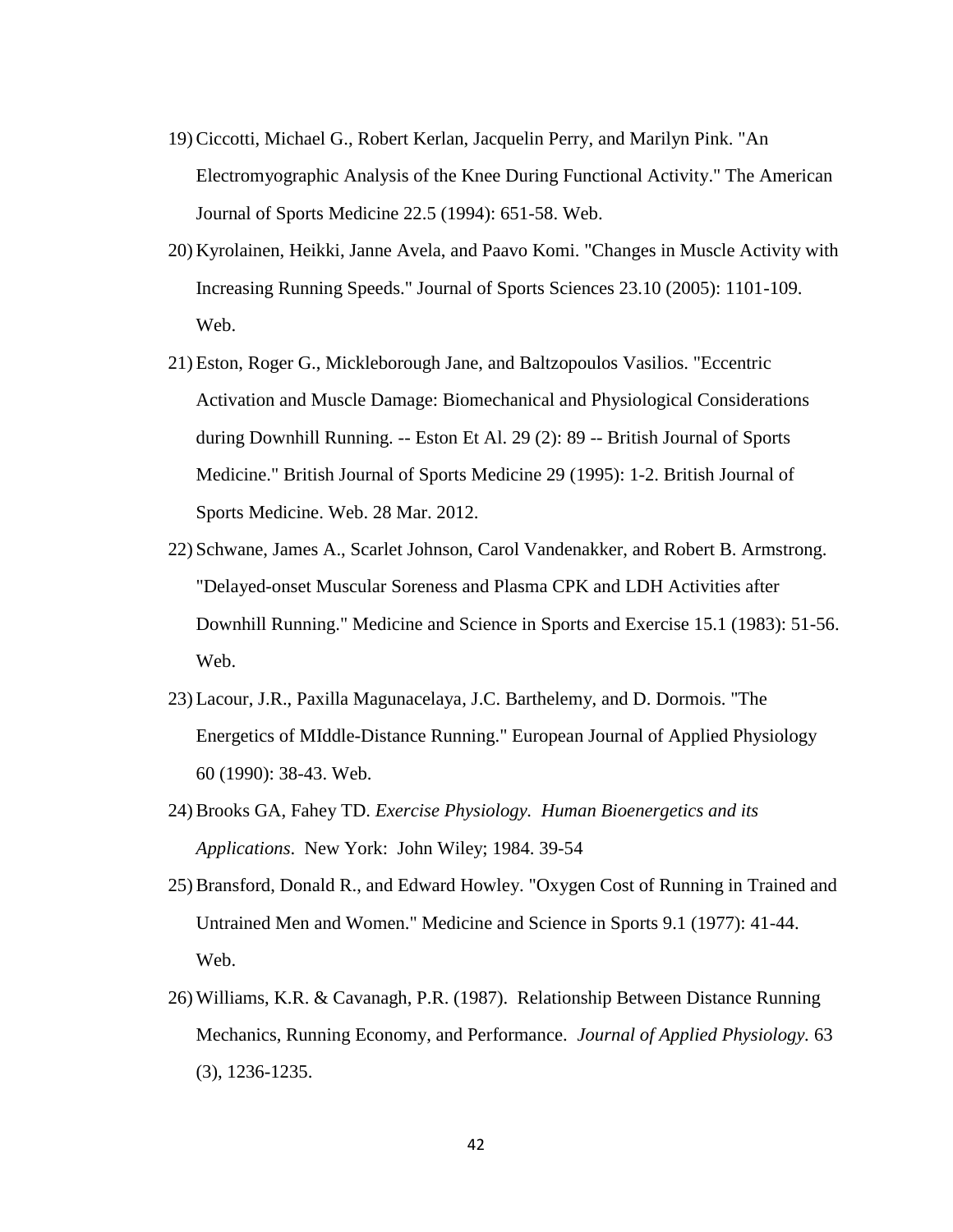19) Ciccotti, Michael G., Robert Kerlan, Jacquelin Perry, and Marilyn Pink. "An Electromyographic Analysis of the Knee During Functional Activity." The American Journal of Sports Medicine 22.5 (1994): 651-58. Web.

20) Kyrolainen, Heikki, Janne Avela, and Paavo Komi. "Changes in Muscle Activity with Increasing Running Speeds." Journal of Sports Sciences 23.10 (2005): 1101-109. Web.

21) Eston, Roger G., Mickleborough Jane, and Baltzopoulos Vasilios. "Eccentric Activation and Muscle Damage: Biomechanical and Physiological Considerations during Downhill Running. -- Eston Et Al. 29 (2): 89 -- British Journal of Sports Medicine." British Journal of Sports Medicine 29 (1995): 1-2. British Journal of Sports Medicine. Web. 28 Mar. 2012.

22) Schwane, James A., Scarlet Johnson, Carol Vandenakker, and Robert B. Armstrong. "Delayed-onset Muscular Soreness and Plasma CPK and LDH Activities after Downhill Running." Medicine and Science in Sports and Exercise 15.1 (1983): 51-56. Web.

23) Lacour, J.R., Paxilla Magunacelaya, J.C. Barthelemy, and D. Dormois. "The Energetics of MIddle-Distance Running." European Journal of Applied Physiology 60 (1990): 38-43. Web.

24) Brooks GA, Fahey TD. *Exercise Physiology. Human Bioenergetics and its Applications*. New York: John Wiley; 1984. 39-54

25) Bransford, Donald R., and Edward Howley. "Oxygen Cost of Running in Trained and Untrained Men and Women." Medicine and Science in Sports 9.1 (1977): 41-44. Web.

26) Williams, K.R. & Cavanagh, P.R. (1987). Relationship Between Distance Running Mechanics, Running Economy, and Performance. *Journal of Applied Physiology.* 63 (3), 1236-1235.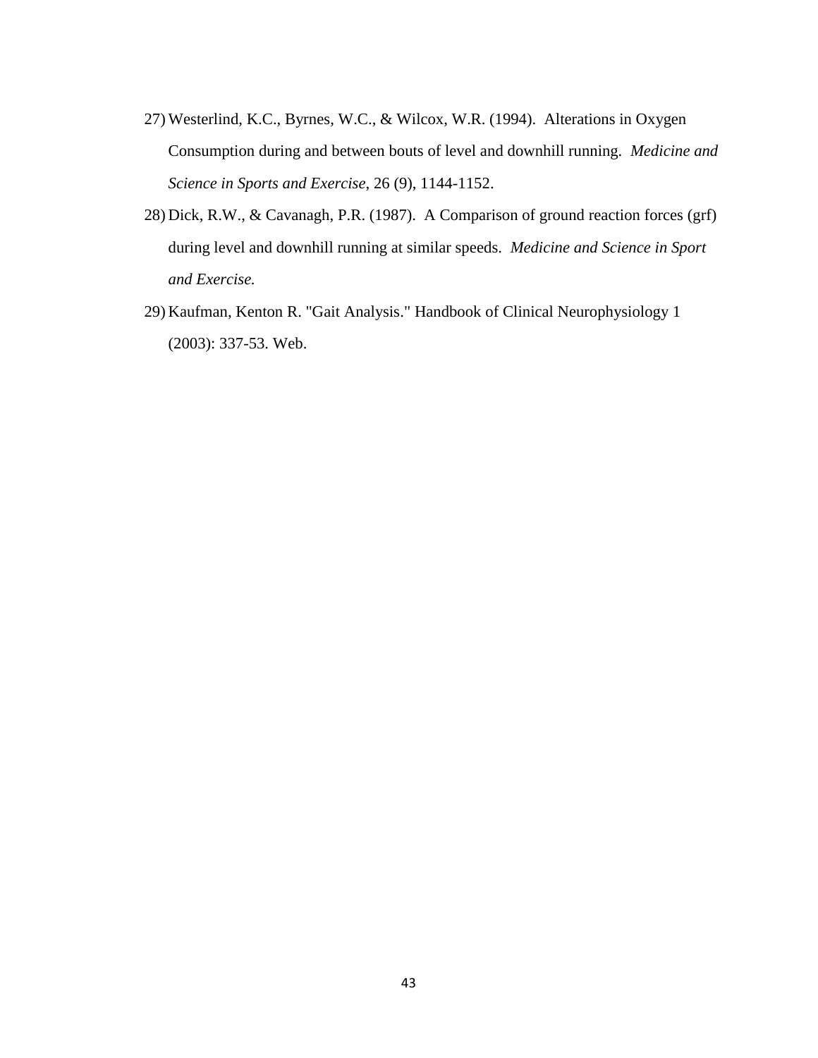27) Westerlind, K.C., Byrnes, W.C., & Wilcox, W.R. (1994). Alterations in Oxygen Consumption during and between bouts of level and downhill running. *Medicine and Science in Sports and Exercise*, 26 (9), 1144-1152.

28) Dick, R.W., & Cavanagh, P.R. (1987). A Comparison of ground reaction forces (grf) during level and downhill running at similar speeds. *Medicine and Science in Sport and Exercise.*

29) Kaufman, Kenton R. "Gait Analysis." Handbook of Clinical Neurophysiology 1 (2003): 337-53. Web.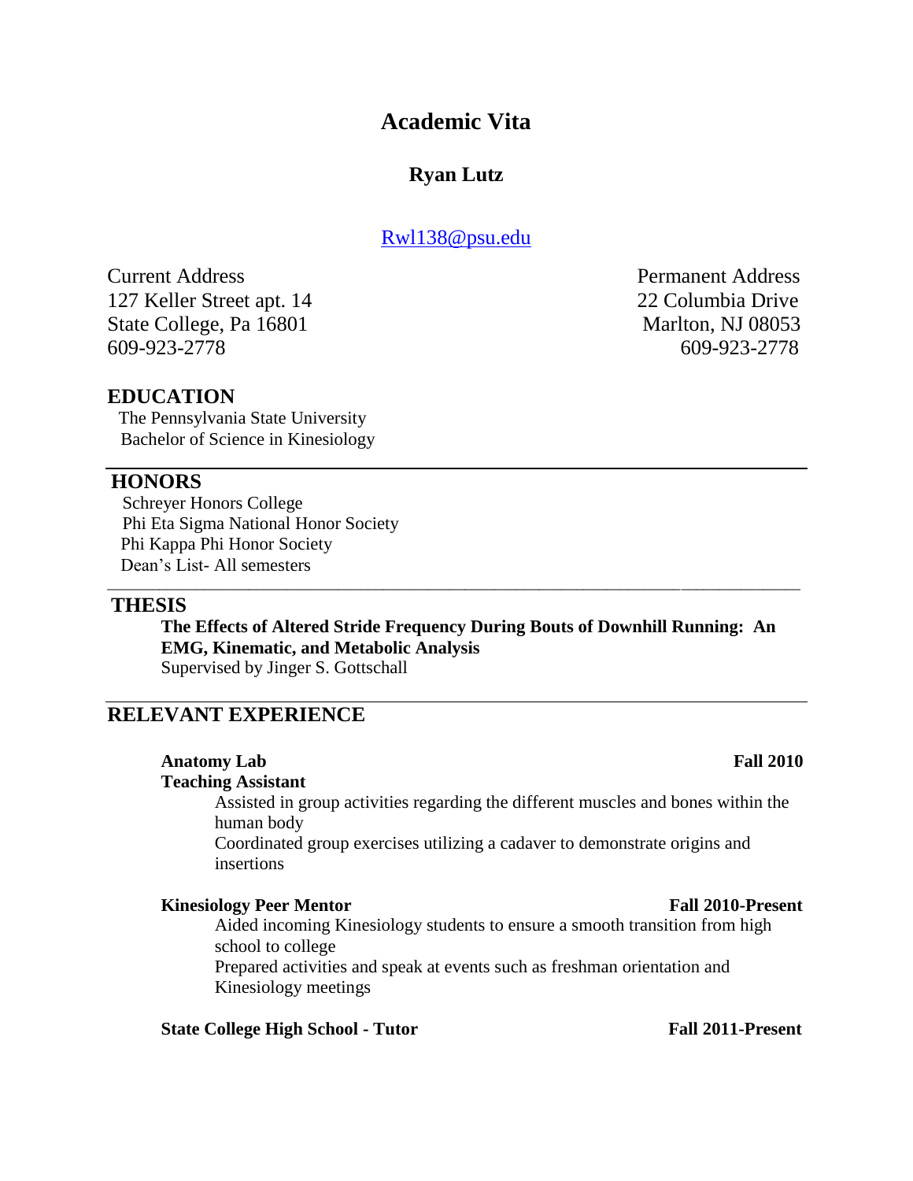# Academic Vita

## Ryan Lutz

Rwl138@psu.edu

Current Address
127 Keller Street apt. 14
State College, Pa 16801
609-923-2778

Permanent Address
22 Columbia Drive
Marlton, NJ 08053
609-923-2778

## EDUCATION

The Pennsylvania State University
Bachelor of Science in Kinesiology

## HONORS

Schreyer Honors College
Phi Eta Sigma National Honor Society
Phi Kappa Phi Honor Society
Dean's List- All semesters

## THESIS

**The Effects of Altered Stride Frequency During Bouts of Downhill Running: An EMG, Kinematic, and Metabolic Analysis**
Supervised by Jinger S. Gottschall

## RELEVANT EXPERIENCE

**Anatomy Lab** **Fall 2010**
**Teaching Assistant**

Assisted in group activities regarding the different muscles and bones within the human body
Coordinated group exercises utilizing a cadaver to demonstrate origins and insertions

**Kinesiology Peer Mentor** **Fall 2010-Present**

Aided incoming Kinesiology students to ensure a smooth transition from high school to college
Prepared activities and speak at events such as freshman orientation and Kinesiology meetings

**State College High School - Tutor** **Fall 2011-Present**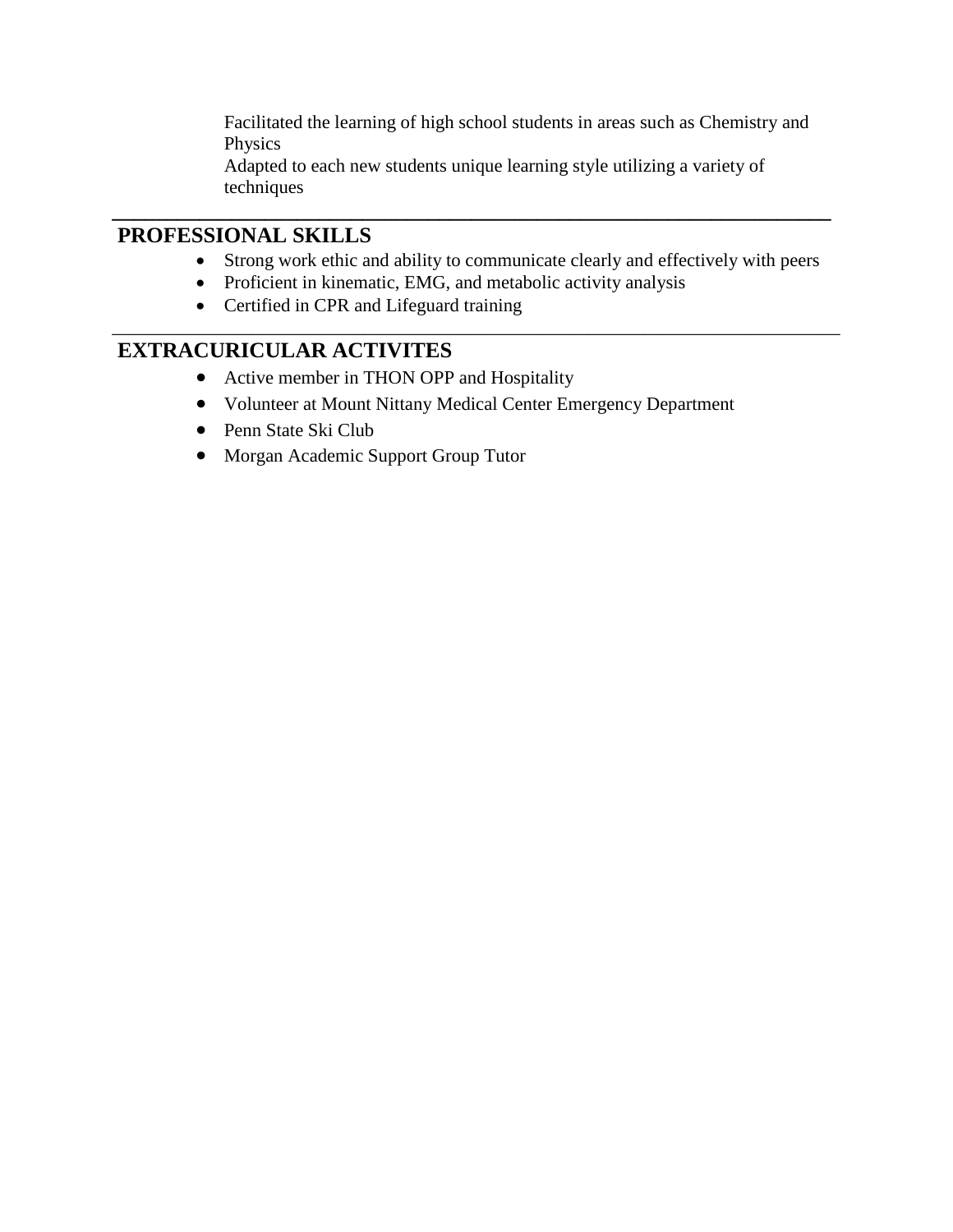Facilitated the learning of high school students in areas such as Chemistry and Physics
Adapted to each new students unique learning style utilizing a variety of techniques

## PROFESSIONAL SKILLS

- Strong work ethic and ability to communicate clearly and effectively with peers
- Proficient in kinematic, EMG, and metabolic activity analysis
- Certified in CPR and Lifeguard training

## EXTRACURICULAR ACTIVITES

- Active member in THON OPP and Hospitality
- Volunteer at Mount Nittany Medical Center Emergency Department
- Penn State Ski Club
- Morgan Academic Support Group Tutor